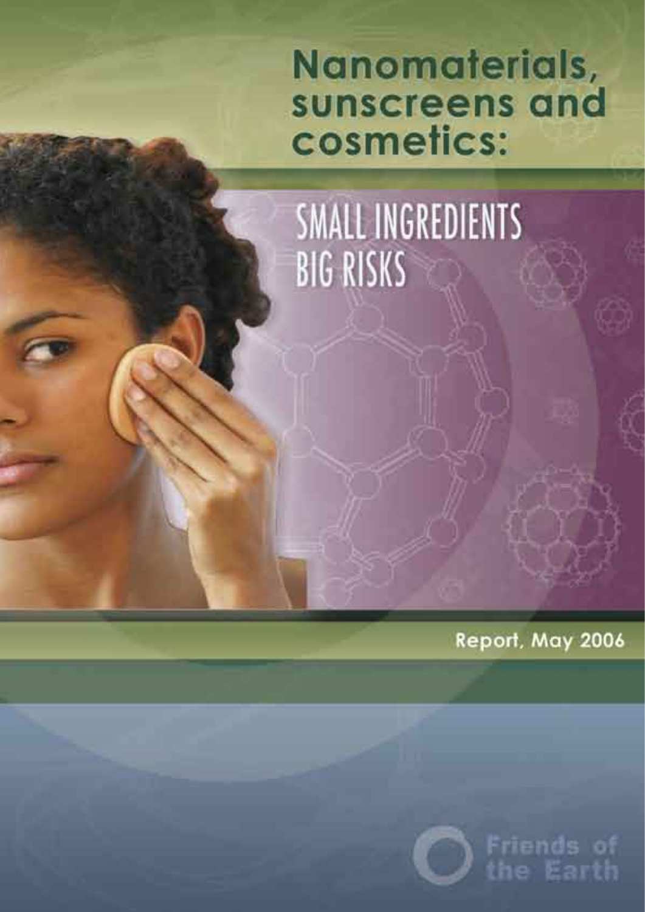# Nanomaterials, sunscreens and cosmetics:

## SMALL INGREDIENTS BIG RISKS

Report, May 2006

Friends of the Earth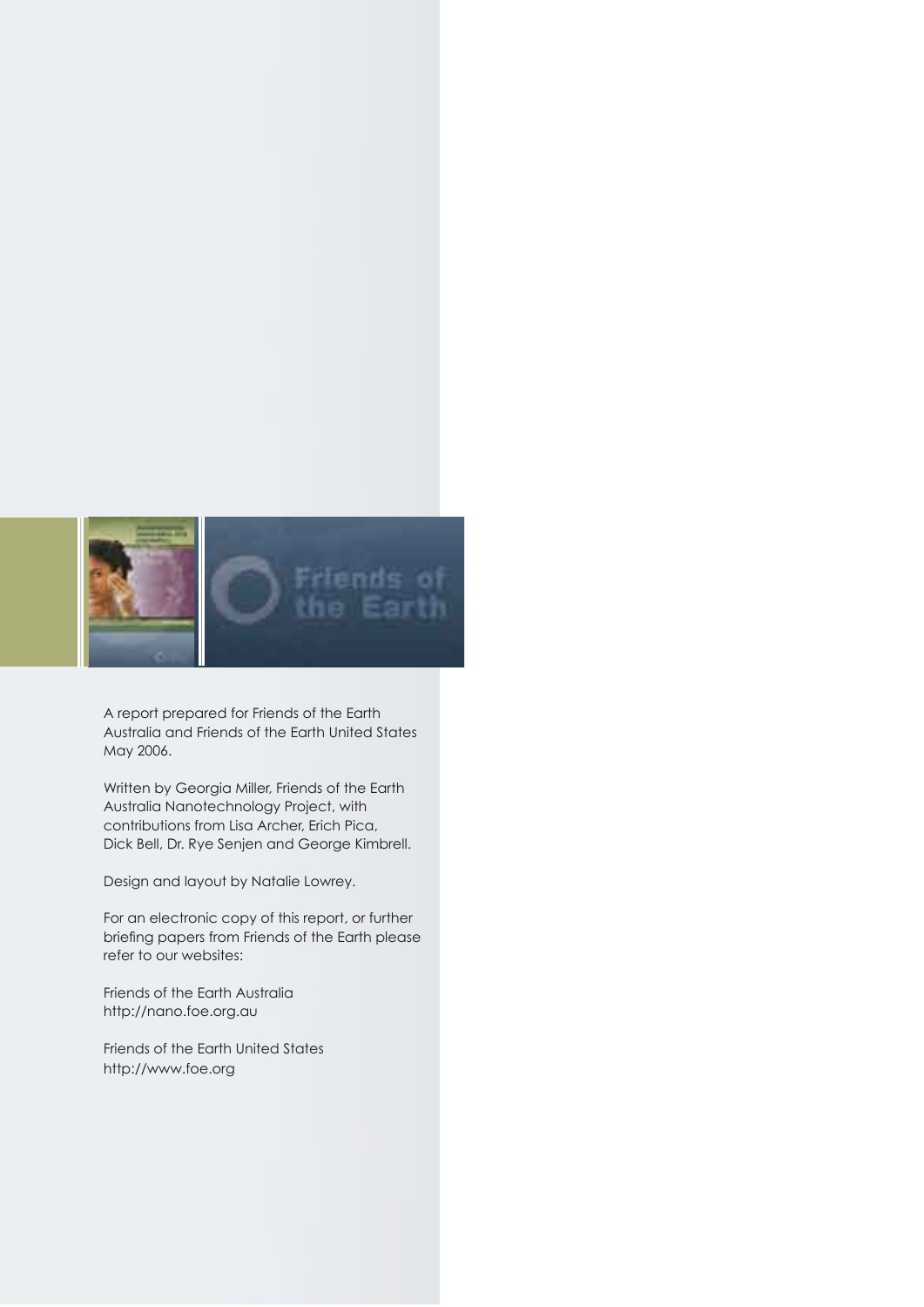A report prepared for Friends of the Earth Australia and Friends of the Earth United States May 2006.

Written by Georgia Miller, Friends of the Earth Australia Nanotechnology Project, with contributions from Lisa Archer, Erich Pica, Dick Bell, Dr. Rye Senjen and George Kimbrell.

Design and layout by Natalie Lowrey.

For an electronic copy of this report, or further briefing papers from Friends of the Earth please refer to our websites:

Friends of the Earth Australia
http://nano.foe.org.au

Friends of the Earth United States
http://www.foe.org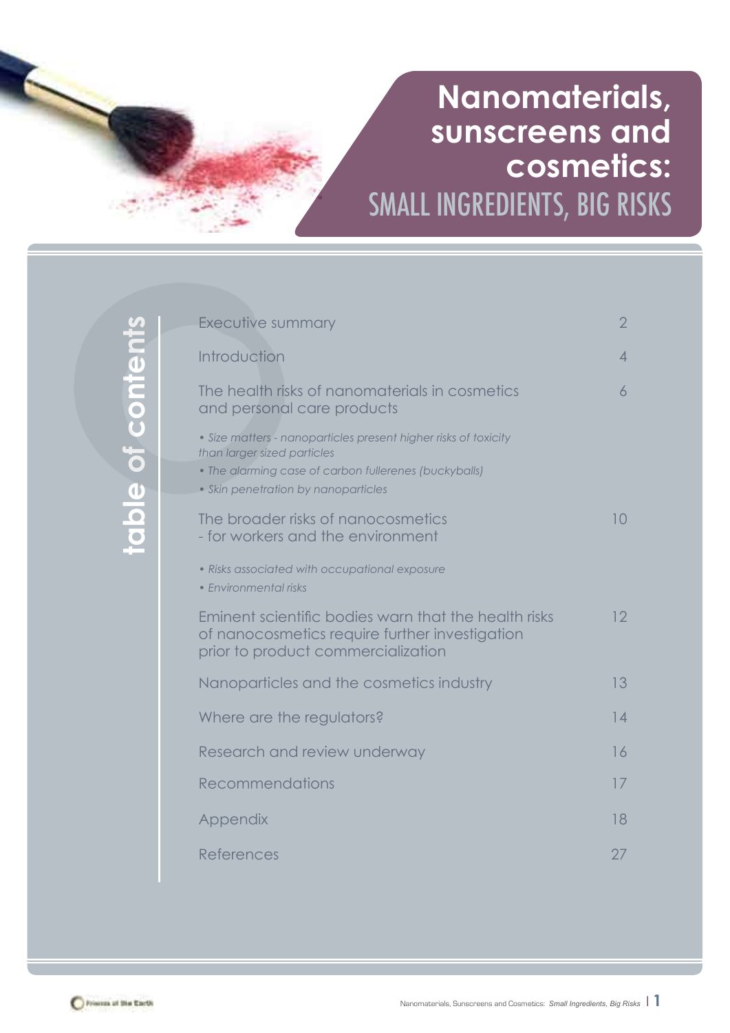# Nanomaterials, sunscreens and cosmetics: SMALL INGREDIENTS, BIG RISKS

## table of contents

| | |
|---|---|
| Executive summary | 2 |
| Introduction | 4 |
| The health risks of nanomaterials in cosmetics and personal care products | 6 |
| • *Size matters - nanoparticles present higher risks of toxicity than larger sized particles* | |
| • *The alarming case of carbon fullerenes (buckyballs)* | |
| • *Skin penetration by nanoparticles* | |
| The broader risks of nanocosmetics - for workers and the environment | 10 |
| • *Risks associated with occupational exposure* | |
| • *Environmental risks* | |
| Eminent scientific bodies warn that the health risks of nanocosmetics require further investigation prior to product commercialization | 12 |
| Nanoparticles and the cosmetics industry | 13 |
| Where are the regulators? | 14 |
| Research and review underway | 16 |
| Recommendations | 17 |
| Appendix | 18 |
| References | 27 |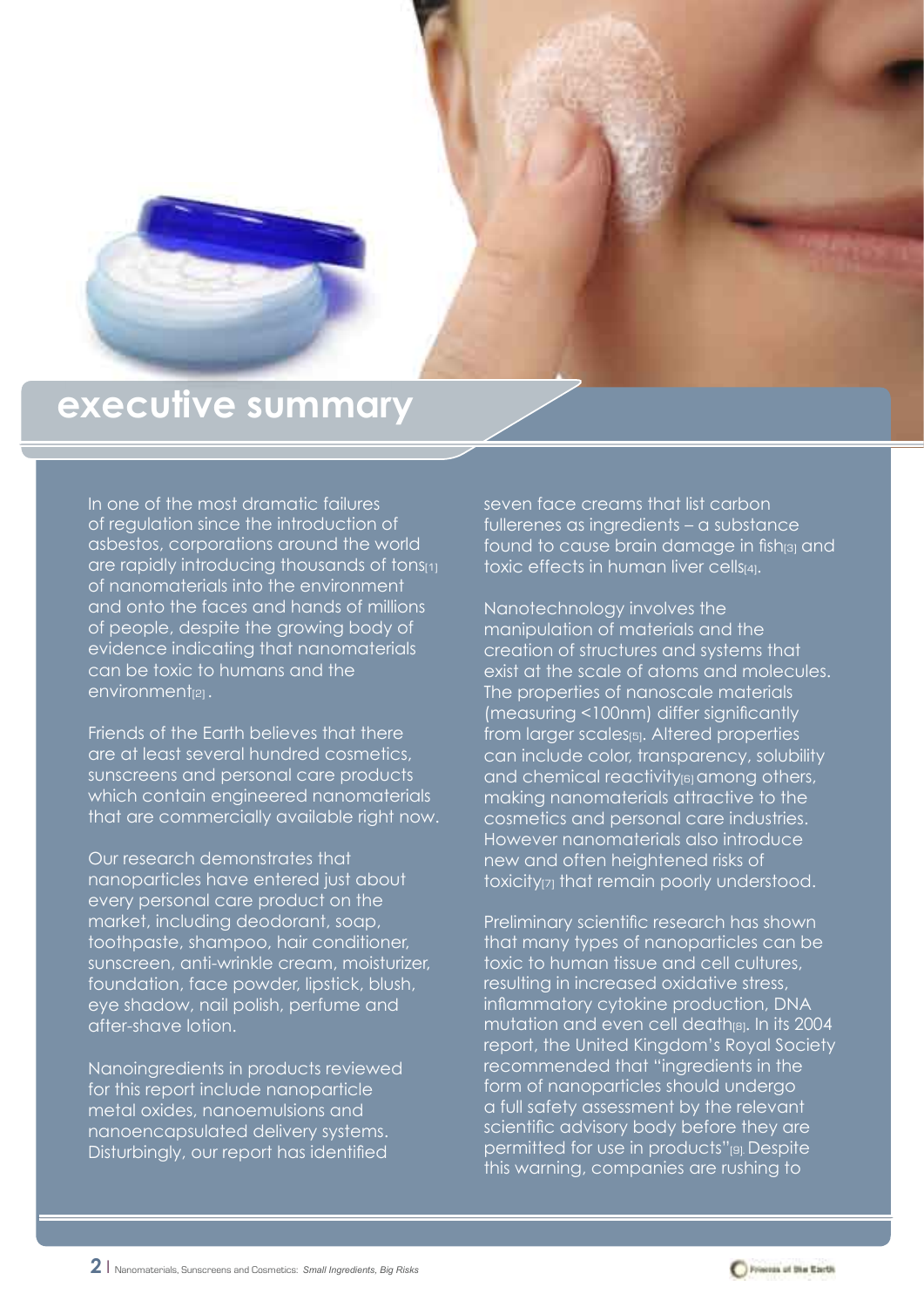# executive summary

In one of the most dramatic failures of regulation since the introduction of asbestos, corporations around the world are rapidly introducing thousands of tons[1] of nanomaterials into the environment and onto the faces and hands of millions of people, despite the growing body of evidence indicating that nanomaterials can be toxic to humans and the environment[2].

Friends of the Earth believes that there are at least several hundred cosmetics, sunscreens and personal care products which contain engineered nanomaterials that are commercially available right now.

Our research demonstrates that nanoparticles have entered just about every personal care product on the market, including deodorant, soap, toothpaste, shampoo, hair conditioner, sunscreen, anti-wrinkle cream, moisturizer, foundation, face powder, lipstick, blush, eye shadow, nail polish, perfume and after-shave lotion.

Nanoingredients in products reviewed for this report include nanoparticle metal oxides, nanoemulsions and nanoencapsulated delivery systems. Disturbingly, our report has identified seven face creams that list carbon fullerenes as ingredients – a substance found to cause brain damage in fish[3] and toxic effects in human liver cells[4].

Nanotechnology involves the manipulation of materials and the creation of structures and systems that exist at the scale of atoms and molecules. The properties of nanoscale materials (measuring <100nm) differ significantly from larger scales[5]. Altered properties can include color, transparency, solubility and chemical reactivity[6] among others, making nanomaterials attractive to the cosmetics and personal care industries. However nanomaterials also introduce new and often heightened risks of toxicity[7] that remain poorly understood.

Preliminary scientific research has shown that many types of nanoparticles can be toxic to human tissue and cell cultures, resulting in increased oxidative stress, inflammatory cytokine production, DNA mutation and even cell death[8]. In its 2004 report, the United Kingdom's Royal Society recommended that "ingredients in the form of nanoparticles should undergo a full safety assessment by the relevant scientific advisory body before they are permitted for use in products"[9]. Despite this warning, companies are rushing to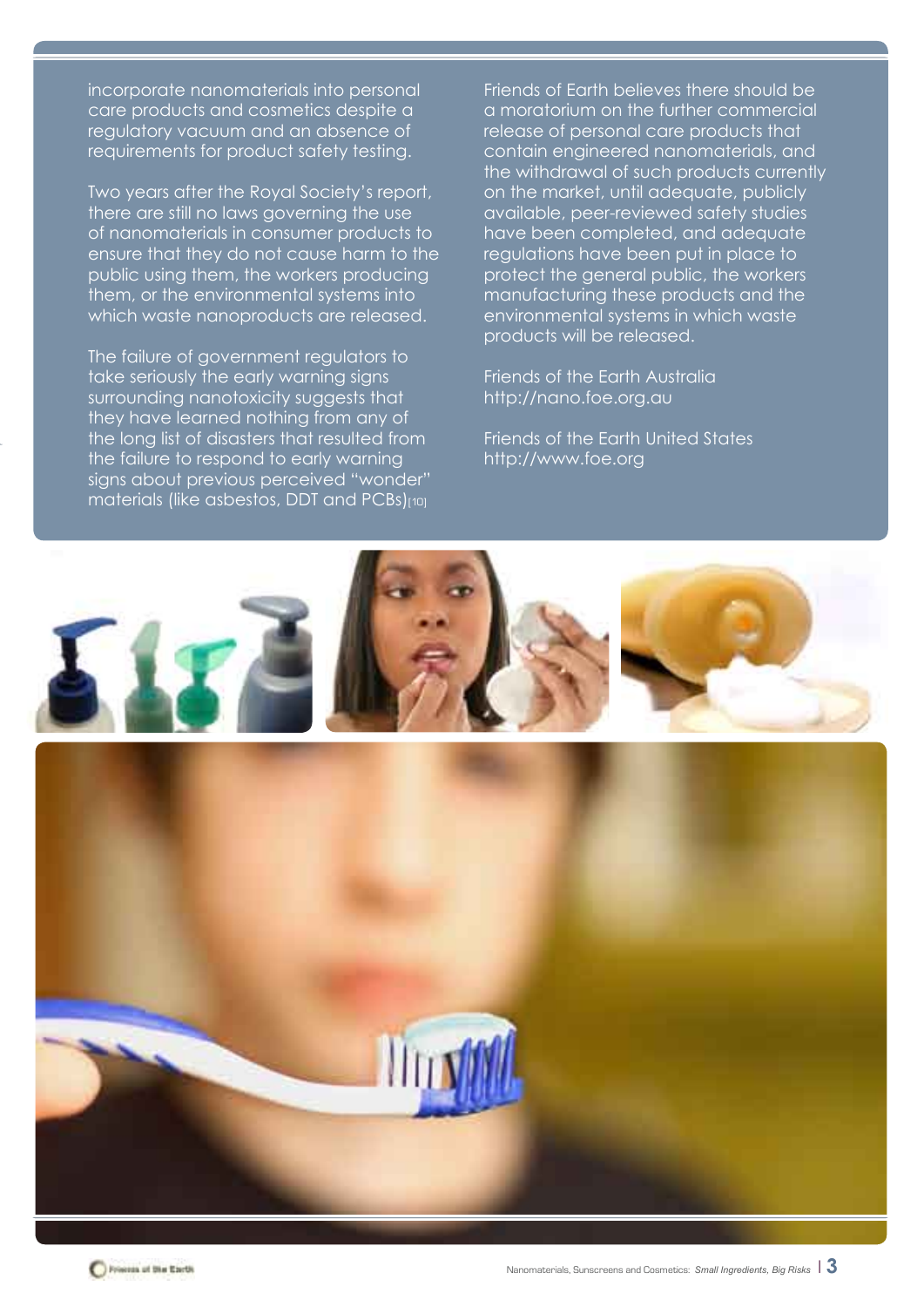incorporate nanomaterials into personal care products and cosmetics despite a regulatory vacuum and an absence of requirements for product safety testing.

Two years after the Royal Society's report, there are still no laws governing the use of nanomaterials in consumer products to ensure that they do not cause harm to the public using them, the workers producing them, or the environmental systems into which waste nanoproducts are released.

The failure of government regulators to take seriously the early warning signs surrounding nanotoxicity suggests that they have learned nothing from any of the long list of disasters that resulted from the failure to respond to early warning signs about previous perceived "wonder" materials (like asbestos, DDT and PCBs)[10]

Friends of Earth believes there should be a moratorium on the further commercial release of personal care products that contain engineered nanomaterials, and the withdrawal of such products currently on the market, until adequate, publicly available, peer-reviewed safety studies have been completed, and adequate regulations have been put in place to protect the general public, the workers manufacturing these products and the environmental systems in which waste products will be released.

Friends of the Earth Australia
http://nano.foe.org.au

Friends of the Earth United States
http://www.foe.org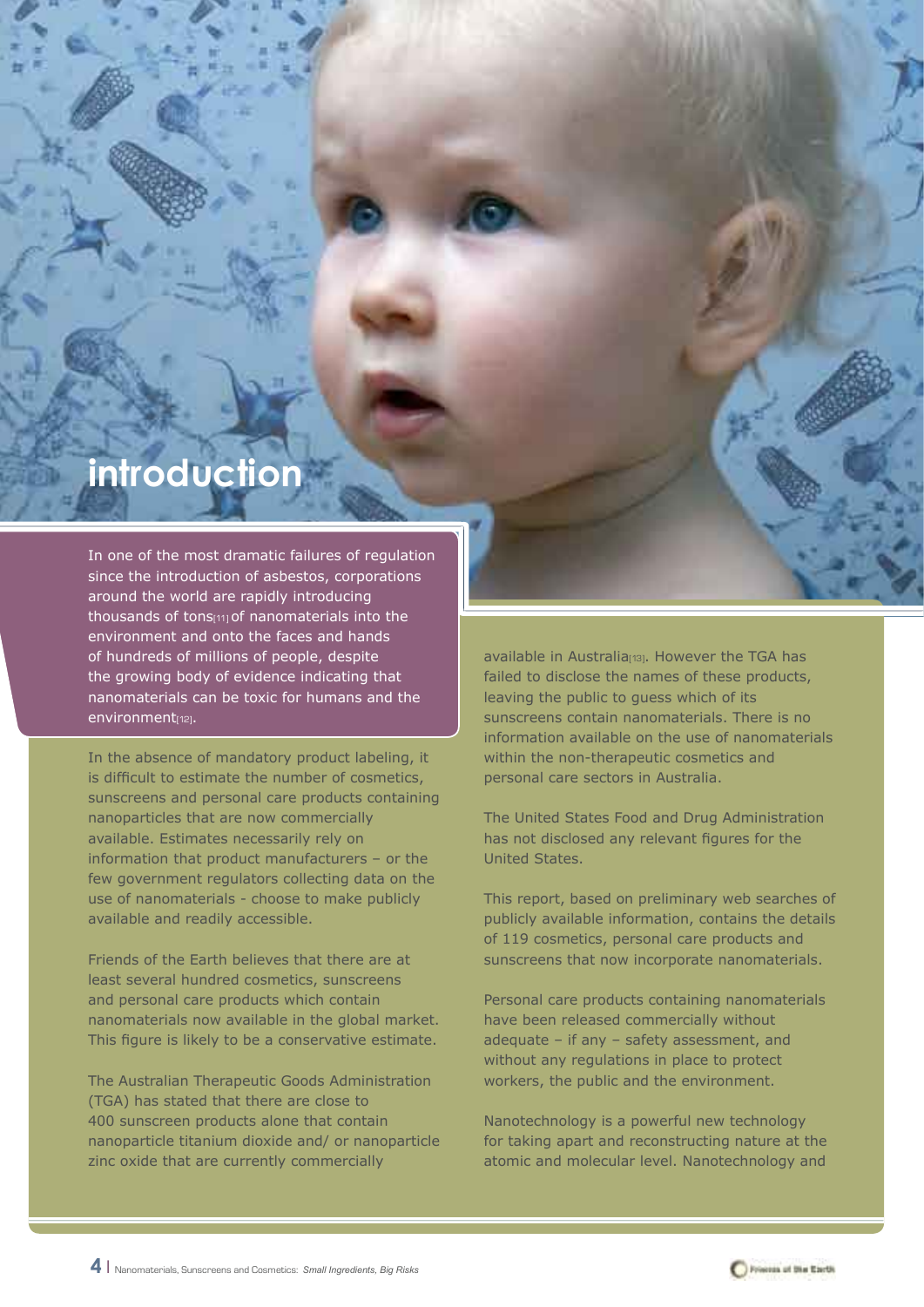# introduction

In one of the most dramatic failures of regulation since the introduction of asbestos, corporations around the world are rapidly introducing thousands of tons[11] of nanomaterials into the environment and onto the faces and hands of hundreds of millions of people, despite the growing body of evidence indicating that nanomaterials can be toxic for humans and the environment[12].

In the absence of mandatory product labeling, it is difficult to estimate the number of cosmetics, sunscreens and personal care products containing nanoparticles that are now commercially available. Estimates necessarily rely on information that product manufacturers – or the few government regulators collecting data on the use of nanomaterials - choose to make publicly available and readily accessible.

Friends of the Earth believes that there are at least several hundred cosmetics, sunscreens and personal care products which contain nanomaterials now available in the global market. This figure is likely to be a conservative estimate.

The Australian Therapeutic Goods Administration (TGA) has stated that there are close to 400 sunscreen products alone that contain nanoparticle titanium dioxide and/ or nanoparticle zinc oxide that are currently commercially available in Australia[13]. However the TGA has failed to disclose the names of these products, leaving the public to guess which of its sunscreens contain nanomaterials. There is no information available on the use of nanomaterials within the non-therapeutic cosmetics and personal care sectors in Australia.

The United States Food and Drug Administration has not disclosed any relevant figures for the United States.

This report, based on preliminary web searches of publicly available information, contains the details of 119 cosmetics, personal care products and sunscreens that now incorporate nanomaterials.

Personal care products containing nanomaterials have been released commercially without adequate – if any – safety assessment, and without any regulations in place to protect workers, the public and the environment.

Nanotechnology is a powerful new technology for taking apart and reconstructing nature at the atomic and molecular level. Nanotechnology and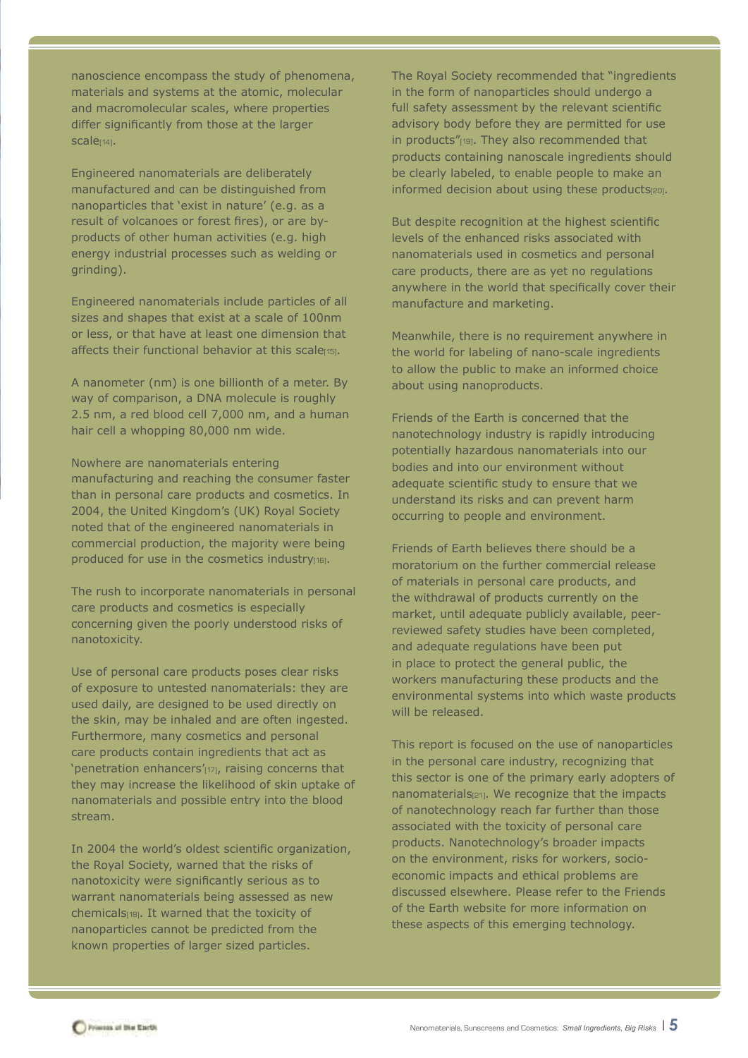nanoscience encompass the study of phenomena, materials and systems at the atomic, molecular and macromolecular scales, where properties differ significantly from those at the larger scale[14].

Engineered nanomaterials are deliberately manufactured and can be distinguished from nanoparticles that 'exist in nature' (e.g. as a result of volcanoes or forest fires), or are by-products of other human activities (e.g. high energy industrial processes such as welding or grinding).

Engineered nanomaterials include particles of all sizes and shapes that exist at a scale of 100nm or less, or that have at least one dimension that affects their functional behavior at this scale[15].

A nanometer (nm) is one billionth of a meter. By way of comparison, a DNA molecule is roughly 2.5 nm, a red blood cell 7,000 nm, and a human hair cell a whopping 80,000 nm wide.

Nowhere are nanomaterials entering manufacturing and reaching the consumer faster than in personal care products and cosmetics. In 2004, the United Kingdom's (UK) Royal Society noted that of the engineered nanomaterials in commercial production, the majority were being produced for use in the cosmetics industry[16].

The rush to incorporate nanomaterials in personal care products and cosmetics is especially concerning given the poorly understood risks of nanotoxicity.

Use of personal care products poses clear risks of exposure to untested nanomaterials: they are used daily, are designed to be used directly on the skin, may be inhaled and are often ingested. Furthermore, many cosmetics and personal care products contain ingredients that act as 'penetration enhancers'[17], raising concerns that they may increase the likelihood of skin uptake of nanomaterials and possible entry into the blood stream.

In 2004 the world's oldest scientific organization, the Royal Society, warned that the risks of nanotoxicity were significantly serious as to warrant nanomaterials being assessed as new chemicals[18]. It warned that the toxicity of nanoparticles cannot be predicted from the known properties of larger sized particles.

The Royal Society recommended that "ingredients in the form of nanoparticles should undergo a full safety assessment by the relevant scientific advisory body before they are permitted for use in products"[19]. They also recommended that products containing nanoscale ingredients should be clearly labeled, to enable people to make an informed decision about using these products[20].

But despite recognition at the highest scientific levels of the enhanced risks associated with nanomaterials used in cosmetics and personal care products, there are as yet no regulations anywhere in the world that specifically cover their manufacture and marketing.

Meanwhile, there is no requirement anywhere in the world for labeling of nano-scale ingredients to allow the public to make an informed choice about using nanoproducts.

Friends of the Earth is concerned that the nanotechnology industry is rapidly introducing potentially hazardous nanomaterials into our bodies and into our environment without adequate scientific study to ensure that we understand its risks and can prevent harm occurring to people and environment.

Friends of Earth believes there should be a moratorium on the further commercial release of materials in personal care products, and the withdrawal of products currently on the market, until adequate publicly available, peer-reviewed safety studies have been completed, and adequate regulations have been put in place to protect the general public, the workers manufacturing these products and the environmental systems into which waste products will be released.

This report is focused on the use of nanoparticles in the personal care industry, recognizing that this sector is one of the primary early adopters of nanomaterials[21]. We recognize that the impacts of nanotechnology reach far further than those associated with the toxicity of personal care products. Nanotechnology's broader impacts on the environment, risks for workers, socio-economic impacts and ethical problems are discussed elsewhere. Please refer to the Friends of the Earth website for more information on these aspects of this emerging technology.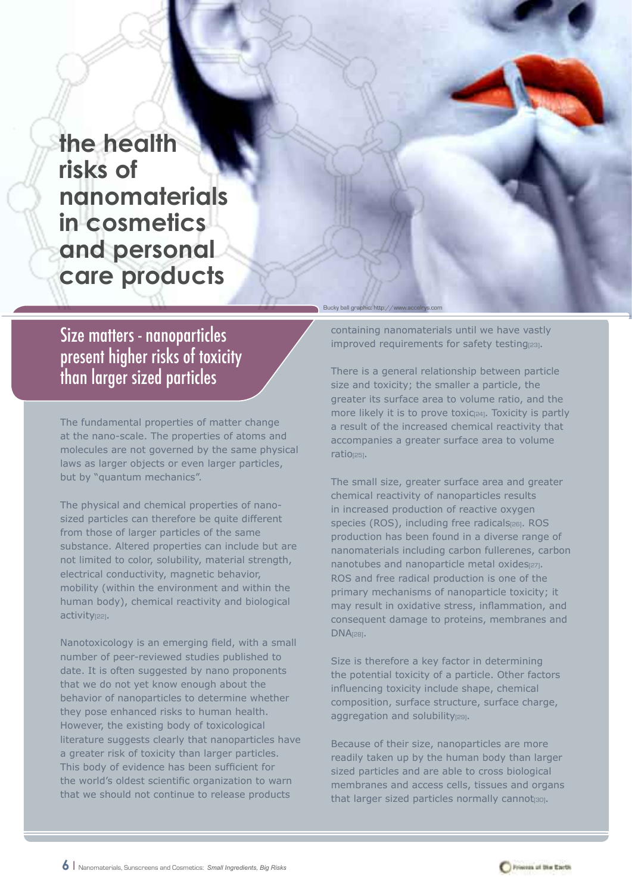# the health risks of nanomaterials in cosmetics and personal care products

Bucky ball graphic: http://www.accelrys.com

## Size matters - nanoparticles present higher risks of toxicity than larger sized particles

The fundamental properties of matter change at the nano-scale. The properties of atoms and molecules are not governed by the same physical laws as larger objects or even larger particles, but by "quantum mechanics".

The physical and chemical properties of nano-sized particles can therefore be quite different from those of larger particles of the same substance. Altered properties can include but are not limited to color, solubility, material strength, electrical conductivity, magnetic behavior, mobility (within the environment and within the human body), chemical reactivity and biological activity[22].

Nanotoxicology is an emerging field, with a small number of peer-reviewed studies published to date. It is often suggested by nano proponents that we do not yet know enough about the behavior of nanoparticles to determine whether they pose enhanced risks to human health. However, the existing body of toxicological literature suggests clearly that nanoparticles have a greater risk of toxicity than larger particles. This body of evidence has been sufficient for the world's oldest scientific organization to warn that we should not continue to release products containing nanomaterials until we have vastly improved requirements for safety testing[23].

There is a general relationship between particle size and toxicity; the smaller a particle, the greater its surface area to volume ratio, and the more likely it is to prove toxic[24]. Toxicity is partly a result of the increased chemical reactivity that accompanies a greater surface area to volume ratio[25].

The small size, greater surface area and greater chemical reactivity of nanoparticles results in increased production of reactive oxygen species (ROS), including free radicals[26]. ROS production has been found in a diverse range of nanomaterials including carbon fullerenes, carbon nanotubes and nanoparticle metal oxides[27]. ROS and free radical production is one of the primary mechanisms of nanoparticle toxicity; it may result in oxidative stress, inflammation, and consequent damage to proteins, membranes and DNA[28].

Size is therefore a key factor in determining the potential toxicity of a particle. Other factors influencing toxicity include shape, chemical composition, surface structure, surface charge, aggregation and solubility[29].

Because of their size, nanoparticles are more readily taken up by the human body than larger sized particles and are able to cross biological membranes and access cells, tissues and organs that larger sized particles normally cannot[30].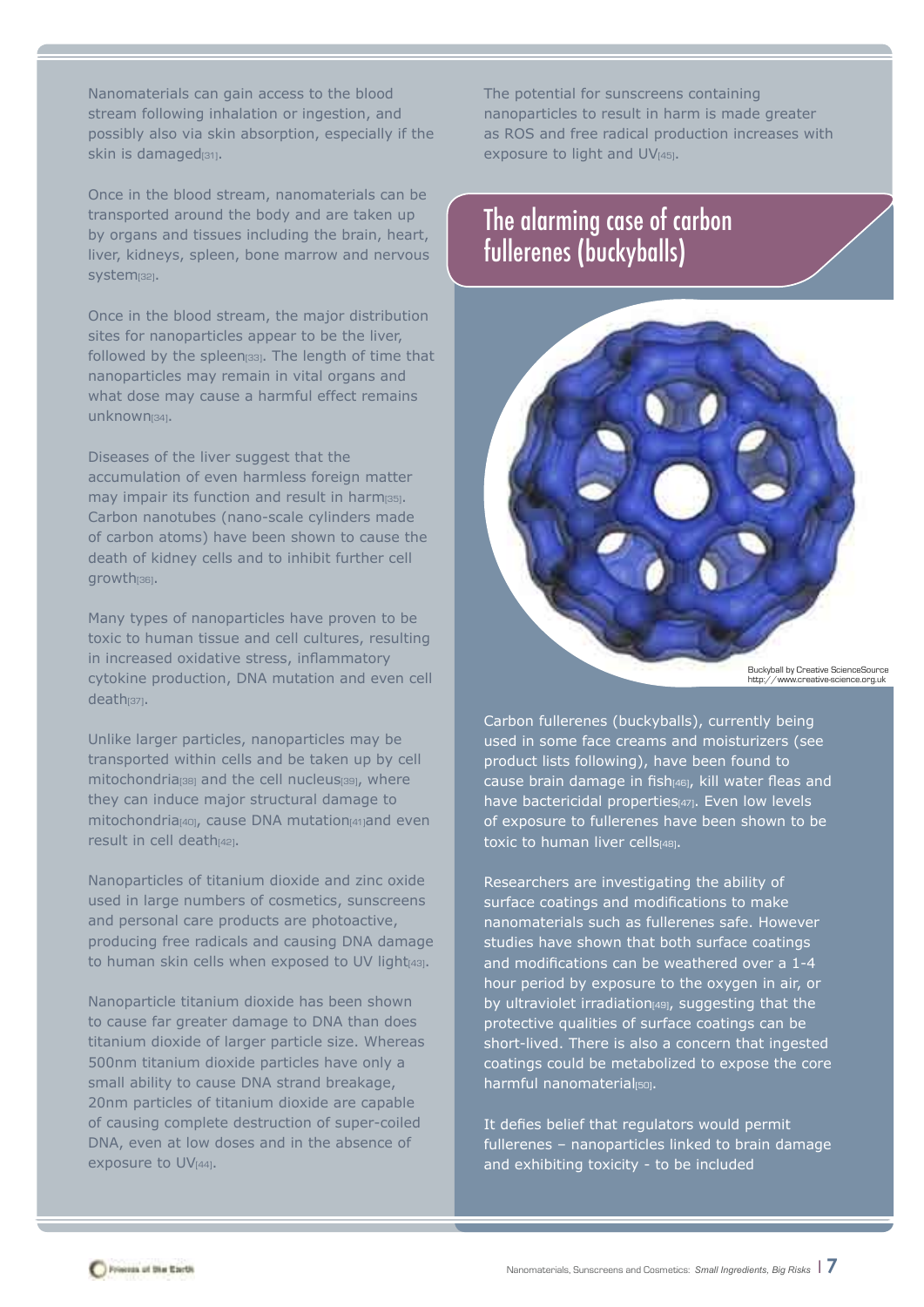Nanomaterials can gain access to the blood stream following inhalation or ingestion, and possibly also via skin absorption, especially if the skin is damaged[31].

Once in the blood stream, nanomaterials can be transported around the body and are taken up by organs and tissues including the brain, heart, liver, kidneys, spleen, bone marrow and nervous system[32].

Once in the blood stream, the major distribution sites for nanoparticles appear to be the liver, followed by the spleen[33]. The length of time that nanoparticles may remain in vital organs and what dose may cause a harmful effect remains unknown[34].

Diseases of the liver suggest that the accumulation of even harmless foreign matter may impair its function and result in harm[35]. Carbon nanotubes (nano-scale cylinders made of carbon atoms) have been shown to cause the death of kidney cells and to inhibit further cell growth[36].

Many types of nanoparticles have proven to be toxic to human tissue and cell cultures, resulting in increased oxidative stress, inflammatory cytokine production, DNA mutation and even cell death[37].

Unlike larger particles, nanoparticles may be transported within cells and be taken up by cell mitochondria[38] and the cell nucleus[39], where they can induce major structural damage to mitochondria[40], cause DNA mutation[41] and even result in cell death[42].

Nanoparticles of titanium dioxide and zinc oxide used in large numbers of cosmetics, sunscreens and personal care products are photoactive, producing free radicals and causing DNA damage to human skin cells when exposed to UV light[43].

Nanoparticle titanium dioxide has been shown to cause far greater damage to DNA than does titanium dioxide of larger particle size. Whereas 500nm titanium dioxide particles have only a small ability to cause DNA strand breakage, 20nm particles of titanium dioxide are capable of causing complete destruction of super-coiled DNA, even at low doses and in the absence of exposure to UV[44].

The potential for sunscreens containing nanoparticles to result in harm is made greater as ROS and free radical production increases with exposure to light and UV[45].

## The alarming case of carbon fullerenes (buckyballs)

Buckyball by Creative ScienceSource http://www.creative-science.org.uk

Carbon fullerenes (buckyballs), currently being used in some face creams and moisturizers (see product lists following), have been found to cause brain damage in fish[46], kill water fleas and have bactericidal properties[47]. Even low levels of exposure to fullerenes have been shown to be toxic to human liver cells[48].

Researchers are investigating the ability of surface coatings and modifications to make nanomaterials such as fullerenes safe. However studies have shown that both surface coatings and modifications can be weathered over a 1-4 hour period by exposure to the oxygen in air, or by ultraviolet irradiation[49], suggesting that the protective qualities of surface coatings can be short-lived. There is also a concern that ingested coatings could be metabolized to expose the core harmful nanomaterial[50].

It defies belief that regulators would permit fullerenes – nanoparticles linked to brain damage and exhibiting toxicity - to be included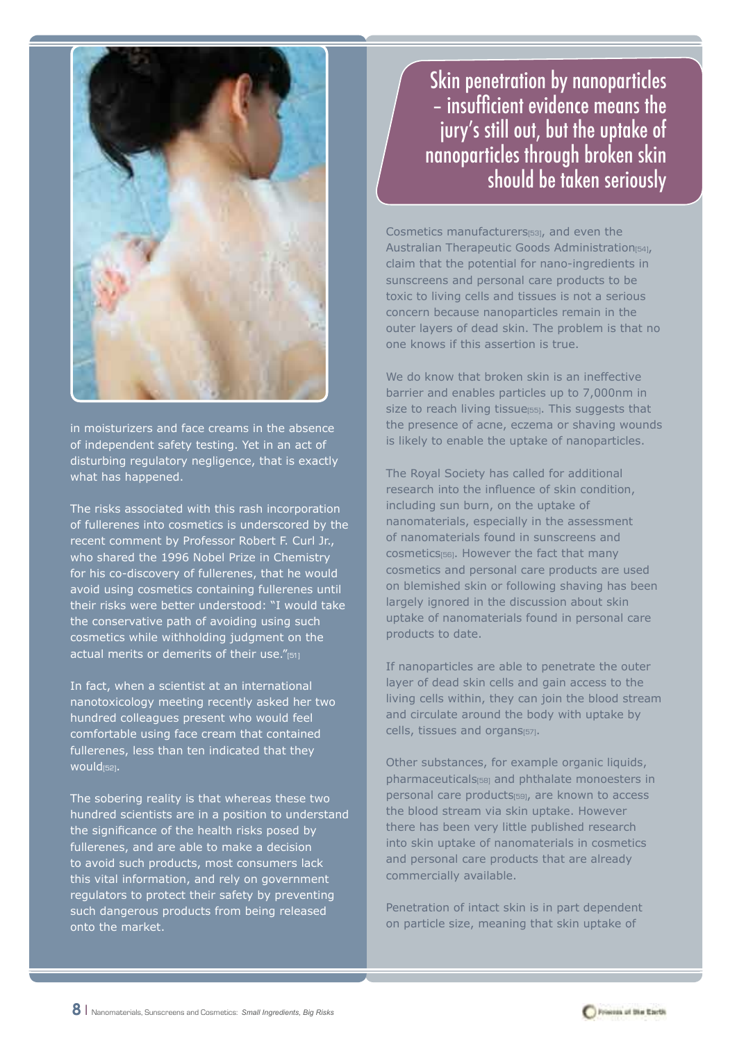in moisturizers and face creams in the absence of independent safety testing. Yet in an act of disturbing regulatory negligence, that is exactly what has happened.

The risks associated with this rash incorporation of fullerenes into cosmetics is underscored by the recent comment by Professor Robert F. Curl Jr., who shared the 1996 Nobel Prize in Chemistry for his co-discovery of fullerenes, that he would avoid using cosmetics containing fullerenes until their risks were better understood: "I would take the conservative path of avoiding using such cosmetics while withholding judgment on the actual merits or demerits of their use."[51]

In fact, when a scientist at an international nanotoxicology meeting recently asked her two hundred colleagues present who would feel comfortable using face cream that contained fullerenes, less than ten indicated that they would[52].

The sobering reality is that whereas these two hundred scientists are in a position to understand the significance of the health risks posed by fullerenes, and are able to make a decision to avoid such products, most consumers lack this vital information, and rely on government regulators to protect their safety by preventing such dangerous products from being released onto the market.

## Skin penetration by nanoparticles – insufficient evidence means the jury's still out, but the uptake of nanoparticles through broken skin should be taken seriously

Cosmetics manufacturers[53], and even the Australian Therapeutic Goods Administration[54], claim that the potential for nano-ingredients in sunscreens and personal care products to be toxic to living cells and tissues is not a serious concern because nanoparticles remain in the outer layers of dead skin. The problem is that no one knows if this assertion is true.

We do know that broken skin is an ineffective barrier and enables particles up to 7,000nm in size to reach living tissue[55]. This suggests that the presence of acne, eczema or shaving wounds is likely to enable the uptake of nanoparticles.

The Royal Society has called for additional research into the influence of skin condition, including sun burn, on the uptake of nanomaterials, especially in the assessment of nanomaterials found in sunscreens and cosmetics[56]. However the fact that many cosmetics and personal care products are used on blemished skin or following shaving has been largely ignored in the discussion about skin uptake of nanomaterials found in personal care products to date.

If nanoparticles are able to penetrate the outer layer of dead skin cells and gain access to the living cells within, they can join the blood stream and circulate around the body with uptake by cells, tissues and organs[57].

Other substances, for example organic liquids, pharmaceuticals[58] and phthalate monoesters in personal care products[59], are known to access the blood stream via skin uptake. However there has been very little published research into skin uptake of nanomaterials in cosmetics and personal care products that are already commercially available.

Penetration of intact skin is in part dependent on particle size, meaning that skin uptake of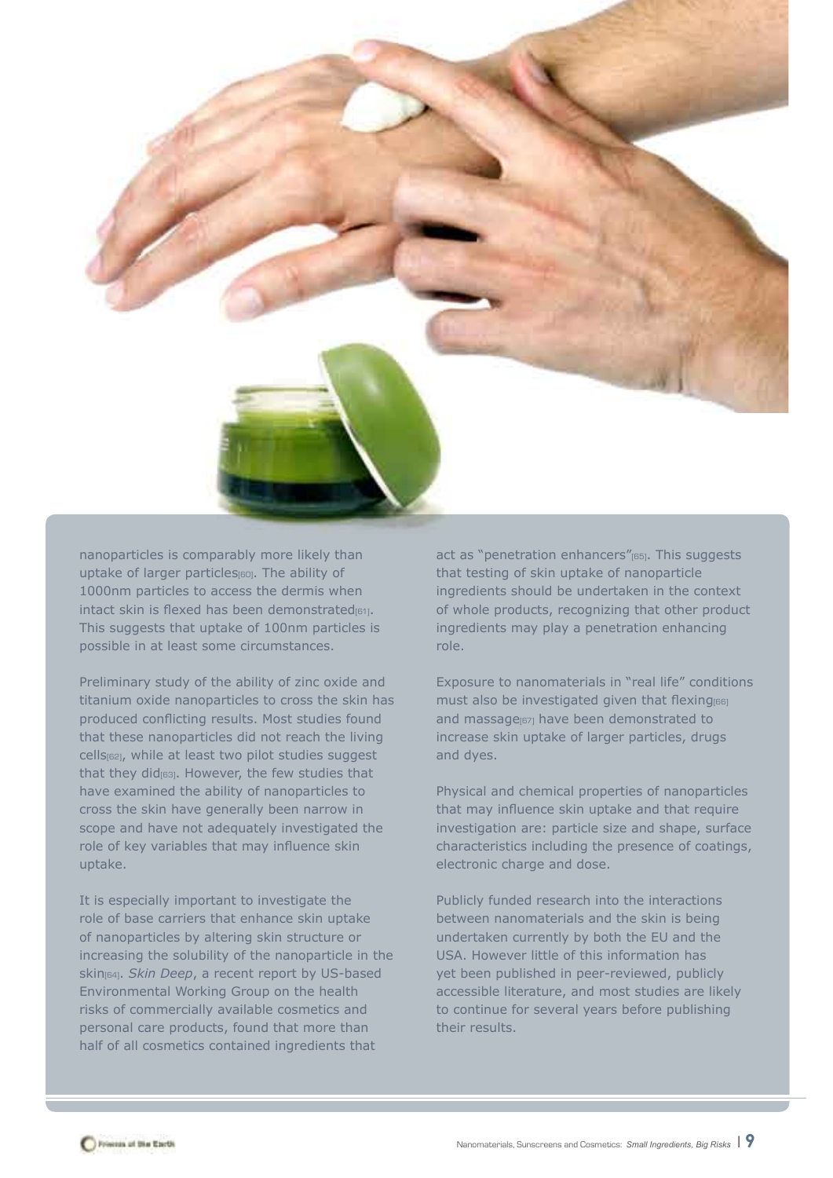nanoparticles is comparably more likely than uptake of larger particles[60]. The ability of 1000nm particles to access the dermis when intact skin is flexed has been demonstrated[61]. This suggests that uptake of 100nm particles is possible in at least some circumstances.

Preliminary study of the ability of zinc oxide and titanium oxide nanoparticles to cross the skin has produced conflicting results. Most studies found that these nanoparticles did not reach the living cells[62], while at least two pilot studies suggest that they did[63]. However, the few studies that have examined the ability of nanoparticles to cross the skin have generally been narrow in scope and have not adequately investigated the role of key variables that may influence skin uptake.

It is especially important to investigate the role of base carriers that enhance skin uptake of nanoparticles by altering skin structure or increasing the solubility of the nanoparticle in the skin[64]. *Skin Deep*, a recent report by US-based Environmental Working Group on the health risks of commercially available cosmetics and personal care products, found that more than half of all cosmetics contained ingredients that act as "penetration enhancers"[65]. This suggests that testing of skin uptake of nanoparticle ingredients should be undertaken in the context of whole products, recognizing that other product ingredients may play a penetration enhancing role.

Exposure to nanomaterials in "real life" conditions must also be investigated given that flexing[66] and massage[67] have been demonstrated to increase skin uptake of larger particles, drugs and dyes.

Physical and chemical properties of nanoparticles that may influence skin uptake and that require investigation are: particle size and shape, surface characteristics including the presence of coatings, electronic charge and dose.

Publicly funded research into the interactions between nanomaterials and the skin is being undertaken currently by both the EU and the USA. However little of this information has yet been published in peer-reviewed, publicly accessible literature, and most studies are likely to continue for several years before publishing their results.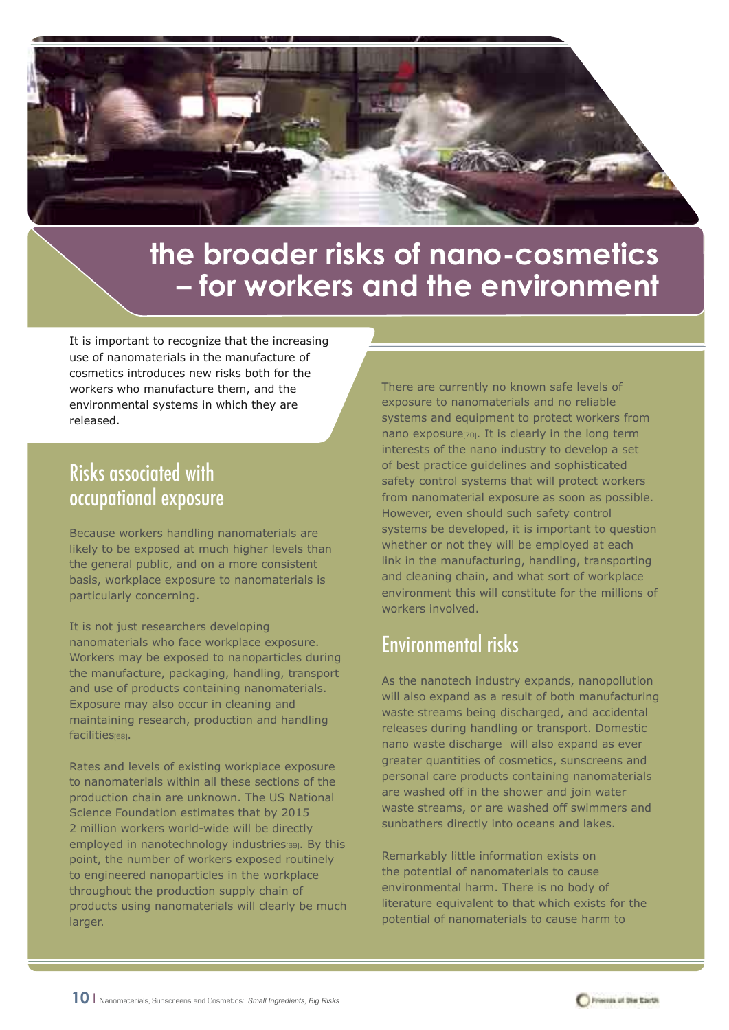# the broader risks of nano-cosmetics – for workers and the environment

It is important to recognize that the increasing use of nanomaterials in the manufacture of cosmetics introduces new risks both for the workers who manufacture them, and the environmental systems in which they are released.

## Risks associated with occupational exposure

Because workers handling nanomaterials are likely to be exposed at much higher levels than the general public, and on a more consistent basis, workplace exposure to nanomaterials is particularly concerning.

It is not just researchers developing nanomaterials who face workplace exposure. Workers may be exposed to nanoparticles during the manufacture, packaging, handling, transport and use of products containing nanomaterials. Exposure may also occur in cleaning and maintaining research, production and handling facilities[68].

Rates and levels of existing workplace exposure to nanomaterials within all these sections of the production chain are unknown. The US National Science Foundation estimates that by 2015 2 million workers world-wide will be directly employed in nanotechnology industries[69]. By this point, the number of workers exposed routinely to engineered nanoparticles in the workplace throughout the production supply chain of products using nanomaterials will clearly be much larger.

There are currently no known safe levels of exposure to nanomaterials and no reliable systems and equipment to protect workers from nano exposure[70]. It is clearly in the long term interests of the nano industry to develop a set of best practice guidelines and sophisticated safety control systems that will protect workers from nanomaterial exposure as soon as possible. However, even should such safety control systems be developed, it is important to question whether or not they will be employed at each link in the manufacturing, handling, transporting and cleaning chain, and what sort of workplace environment this will constitute for the millions of workers involved.

## Environmental risks

As the nanotech industry expands, nanopollution will also expand as a result of both manufacturing waste streams being discharged, and accidental releases during handling or transport. Domestic nano waste discharge will also expand as ever greater quantities of cosmetics, sunscreens and personal care products containing nanomaterials are washed off in the shower and join water waste streams, or are washed off swimmers and sunbathers directly into oceans and lakes.

Remarkably little information exists on the potential of nanomaterials to cause environmental harm. There is no body of literature equivalent to that which exists for the potential of nanomaterials to cause harm to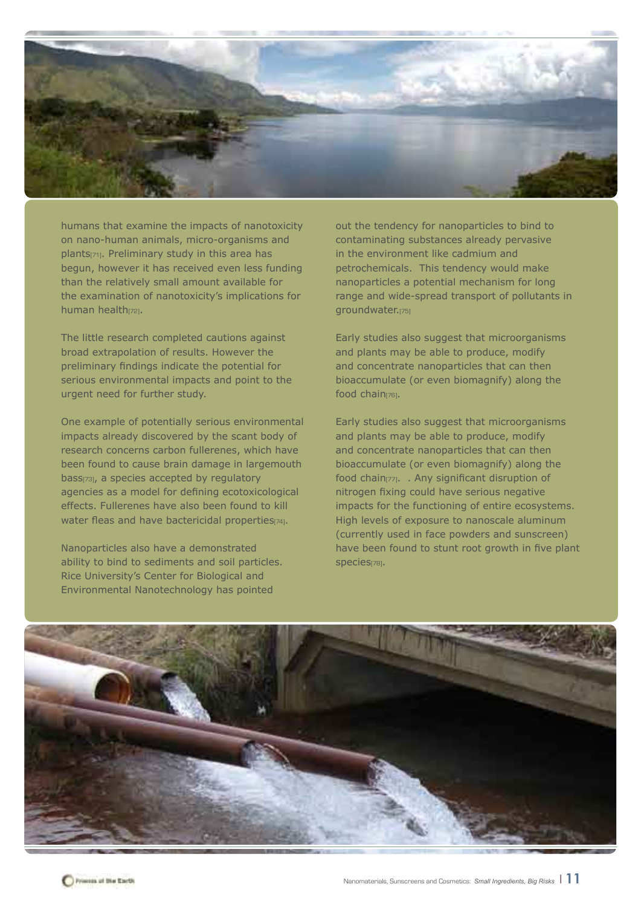humans that examine the impacts of nanotoxicity on nano-human animals, micro-organisms and plants[71]. Preliminary study in this area has begun, however it has received even less funding than the relatively small amount available for the examination of nanotoxicity's implications for human health[72].

The little research completed cautions against broad extrapolation of results. However the preliminary findings indicate the potential for serious environmental impacts and point to the urgent need for further study.

One example of potentially serious environmental impacts already discovered by the scant body of research concerns carbon fullerenes, which have been found to cause brain damage in largemouth bass[73], a species accepted by regulatory agencies as a model for defining ecotoxicological effects. Fullerenes have also been found to kill water fleas and have bactericidal properties[74].

Nanoparticles also have a demonstrated ability to bind to sediments and soil particles. Rice University's Center for Biological and Environmental Nanotechnology has pointed out the tendency for nanoparticles to bind to contaminating substances already pervasive in the environment like cadmium and petrochemicals. This tendency would make nanoparticles a potential mechanism for long range and wide-spread transport of pollutants in groundwater.[75]

Early studies also suggest that microorganisms and plants may be able to produce, modify and concentrate nanoparticles that can then bioaccumulate (or even biomagnify) along the food chain[76].

Early studies also suggest that microorganisms and plants may be able to produce, modify and concentrate nanoparticles that can then bioaccumulate (or even biomagnify) along the food chain[77]. . Any significant disruption of nitrogen fixing could have serious negative impacts for the functioning of entire ecosystems. High levels of exposure to nanoscale aluminum (currently used in face powders and sunscreen) have been found to stunt root growth in five plant species[78].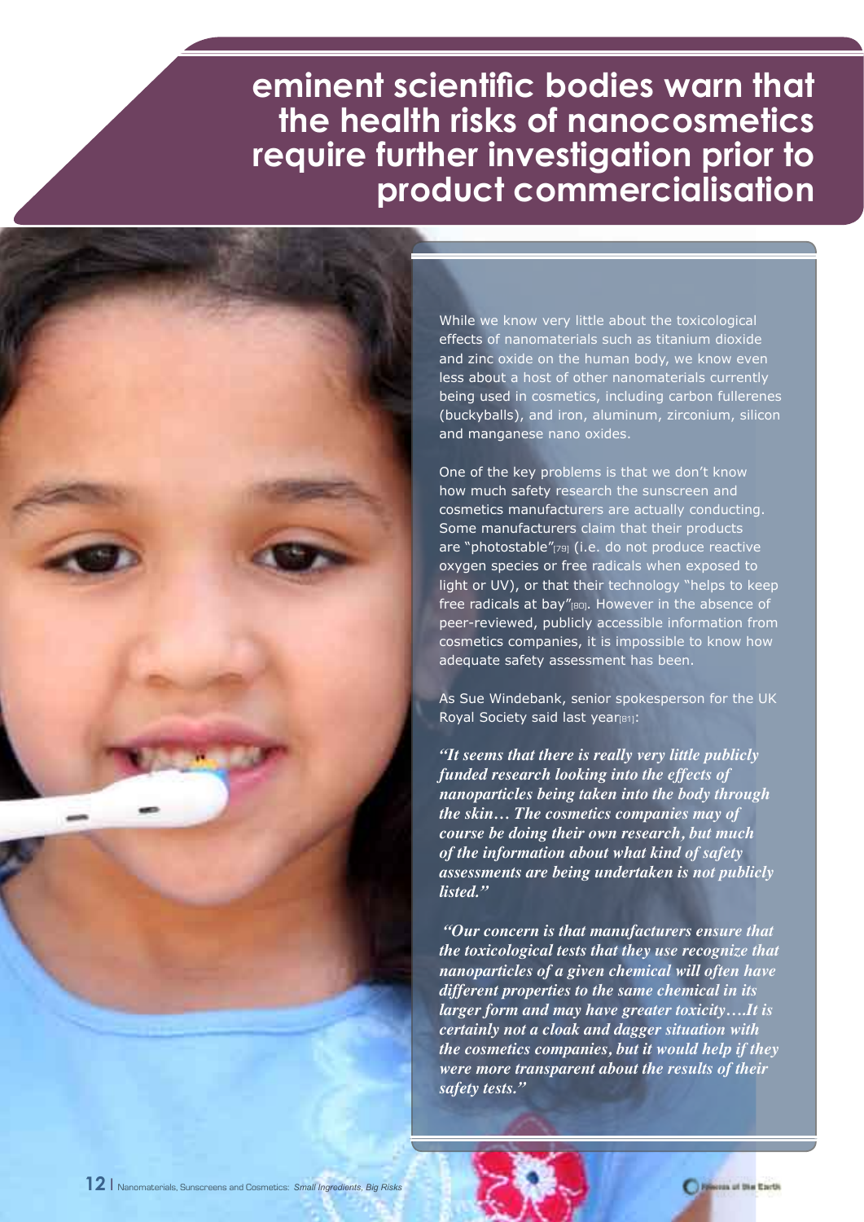# eminent scientific bodies warn that the health risks of nanocosmetics require further investigation prior to product commercialisation

While we know very little about the toxicological effects of nanomaterials such as titanium dioxide and zinc oxide on the human body, we know even less about a host of other nanomaterials currently being used in cosmetics, including carbon fullerenes (buckyballs), and iron, aluminum, zirconium, silicon and manganese nano oxides.

One of the key problems is that we don't know how much safety research the sunscreen and cosmetics manufacturers are actually conducting. Some manufacturers claim that their products are "photostable"[79] (i.e. do not produce reactive oxygen species or free radicals when exposed to light or UV), or that their technology "helps to keep free radicals at bay"[80]. However in the absence of peer-reviewed, publicly accessible information from cosmetics companies, it is impossible to know how adequate safety assessment has been.

As Sue Windebank, senior spokesperson for the UK Royal Society said last year[81]:

***"It seems that there is really very little publicly funded research looking into the effects of nanoparticles being taken into the body through the skin… The cosmetics companies may of course be doing their own research, but much of the information about what kind of safety assessments are being undertaken is not publicly listed."***

***"Our concern is that manufacturers ensure that the toxicological tests that they use recognize that nanoparticles of a given chemical will often have different properties to the same chemical in its larger form and may have greater toxicity….It is certainly not a cloak and dagger situation with the cosmetics companies, but it would help if they were more transparent about the results of their safety tests."***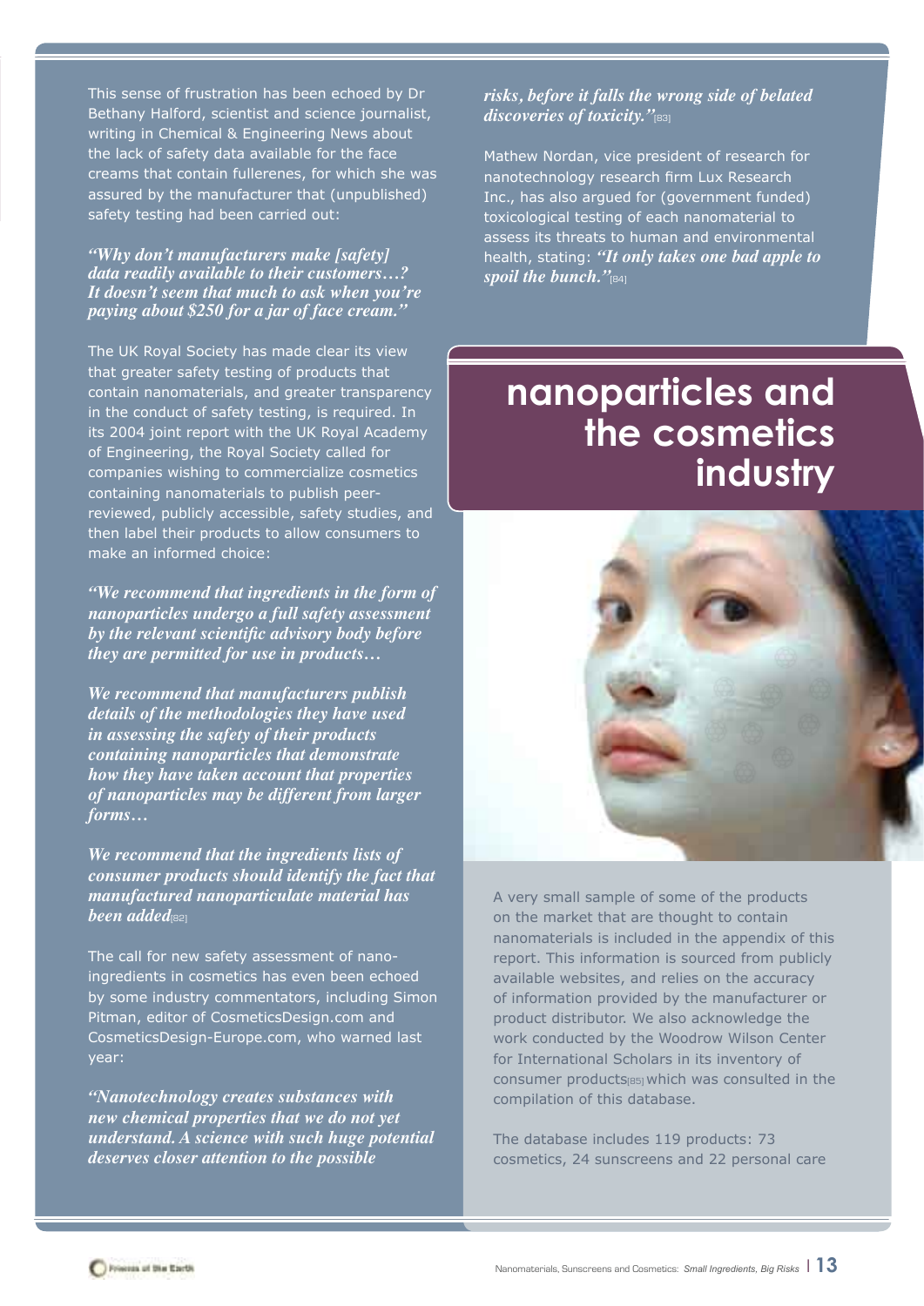This sense of frustration has been echoed by Dr Bethany Halford, scientist and science journalist, writing in Chemical & Engineering News about the lack of safety data available for the face creams that contain fullerenes, for which she was assured by the manufacturer that (unpublished) safety testing had been carried out:

***"Why don't manufacturers make [safety] data readily available to their customers…? It doesn't seem that much to ask when you're paying about $250 for a jar of face cream."***

The UK Royal Society has made clear its view that greater safety testing of products that contain nanomaterials, and greater transparency in the conduct of safety testing, is required. In its 2004 joint report with the UK Royal Academy of Engineering, the Royal Society called for companies wishing to commercialize cosmetics containing nanomaterials to publish peer-reviewed, publicly accessible, safety studies, and then label their products to allow consumers to make an informed choice:

***"We recommend that ingredients in the form of nanoparticles undergo a full safety assessment by the relevant scientific advisory body before they are permitted for use in products…***

***We recommend that manufacturers publish details of the methodologies they have used in assessing the safety of their products containing nanoparticles that demonstrate how they have taken account that properties of nanoparticles may be different from larger forms…***

***We recommend that the ingredients lists of consumer products should identify the fact that manufactured nanoparticulate material has been added*** [82]

The call for new safety assessment of nano-ingredients in cosmetics has even been echoed by some industry commentators, including Simon Pitman, editor of CosmeticsDesign.com and CosmeticsDesign-Europe.com, who warned last year:

***"Nanotechnology creates substances with new chemical properties that we do not yet understand. A science with such huge potential deserves closer attention to the possible risks, before it falls the wrong side of belated discoveries of toxicity."*** [83]

Mathew Nordan, vice president of research for nanotechnology research firm Lux Research Inc., has also argued for (government funded) toxicological testing of each nanomaterial to assess its threats to human and environmental health, stating: ***"It only takes one bad apple to spoil the bunch."*** [84]

# nanoparticles and the cosmetics industry

A very small sample of some of the products on the market that are thought to contain nanomaterials is included in the appendix of this report. This information is sourced from publicly available websites, and relies on the accuracy of information provided by the manufacturer or product distributor. We also acknowledge the work conducted by the Woodrow Wilson Center for International Scholars in its inventory of consumer products[85] which was consulted in the compilation of this database.

The database includes 119 products: 73 cosmetics, 24 sunscreens and 22 personal care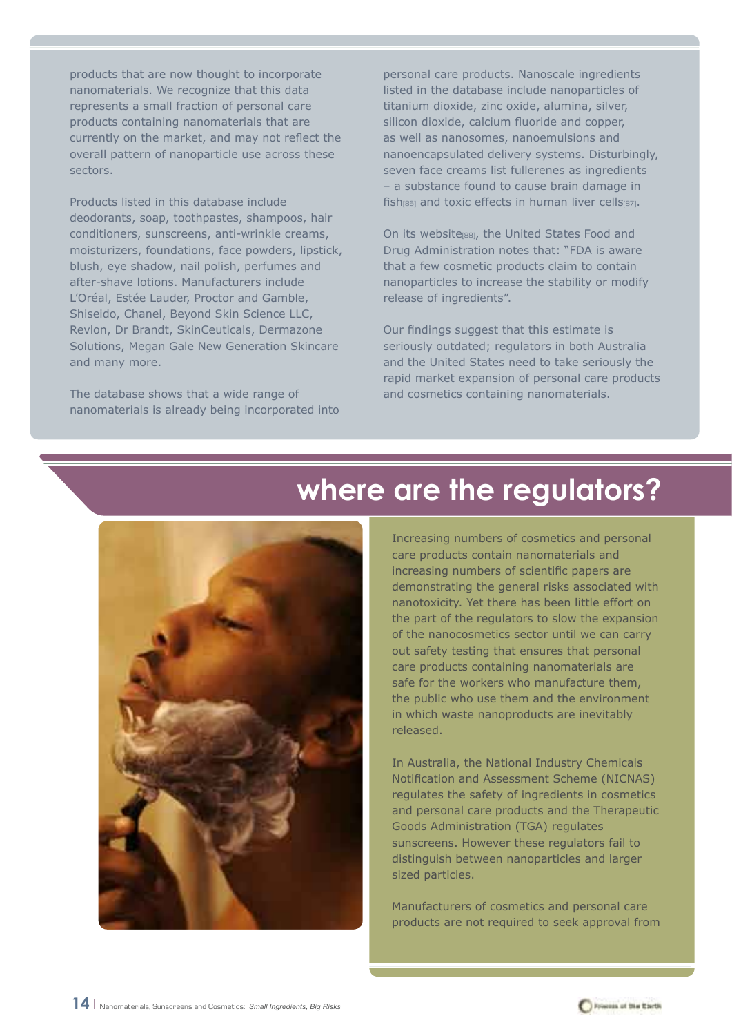products that are now thought to incorporate nanomaterials. We recognize that this data represents a small fraction of personal care products containing nanomaterials that are currently on the market, and may not reflect the overall pattern of nanoparticle use across these sectors.

Products listed in this database include deodorants, soap, toothpastes, shampoos, hair conditioners, sunscreens, anti-wrinkle creams, moisturizers, foundations, face powders, lipstick, blush, eye shadow, nail polish, perfumes and after-shave lotions. Manufacturers include L'Oréal, Estée Lauder, Proctor and Gamble, Shiseido, Chanel, Beyond Skin Science LLC, Revlon, Dr Brandt, SkinCeuticals, Dermazone Solutions, Megan Gale New Generation Skincare and many more.

The database shows that a wide range of nanomaterials is already being incorporated into personal care products. Nanoscale ingredients listed in the database include nanoparticles of titanium dioxide, zinc oxide, alumina, silver, silicon dioxide, calcium fluoride and copper, as well as nanosomes, nanoemulsions and nanoencapsulated delivery systems. Disturbingly, seven face creams list fullerenes as ingredients – a substance found to cause brain damage in fish[86] and toxic effects in human liver cells[87].

On its website[88], the United States Food and Drug Administration notes that: "FDA is aware that a few cosmetic products claim to contain nanoparticles to increase the stability or modify release of ingredients".

Our findings suggest that this estimate is seriously outdated; regulators in both Australia and the United States need to take seriously the rapid market expansion of personal care products and cosmetics containing nanomaterials.

# where are the regulators?

Increasing numbers of cosmetics and personal care products contain nanomaterials and increasing numbers of scientific papers are demonstrating the general risks associated with nanotoxicity. Yet there has been little effort on the part of the regulators to slow the expansion of the nanocosmetics sector until we can carry out safety testing that ensures that personal care products containing nanomaterials are safe for the workers who manufacture them, the public who use them and the environment in which waste nanoproducts are inevitably released.

In Australia, the National Industry Chemicals Notification and Assessment Scheme (NICNAS) regulates the safety of ingredients in cosmetics and personal care products and the Therapeutic Goods Administration (TGA) regulates sunscreens. However these regulators fail to distinguish between nanoparticles and larger sized particles.

Manufacturers of cosmetics and personal care products are not required to seek approval from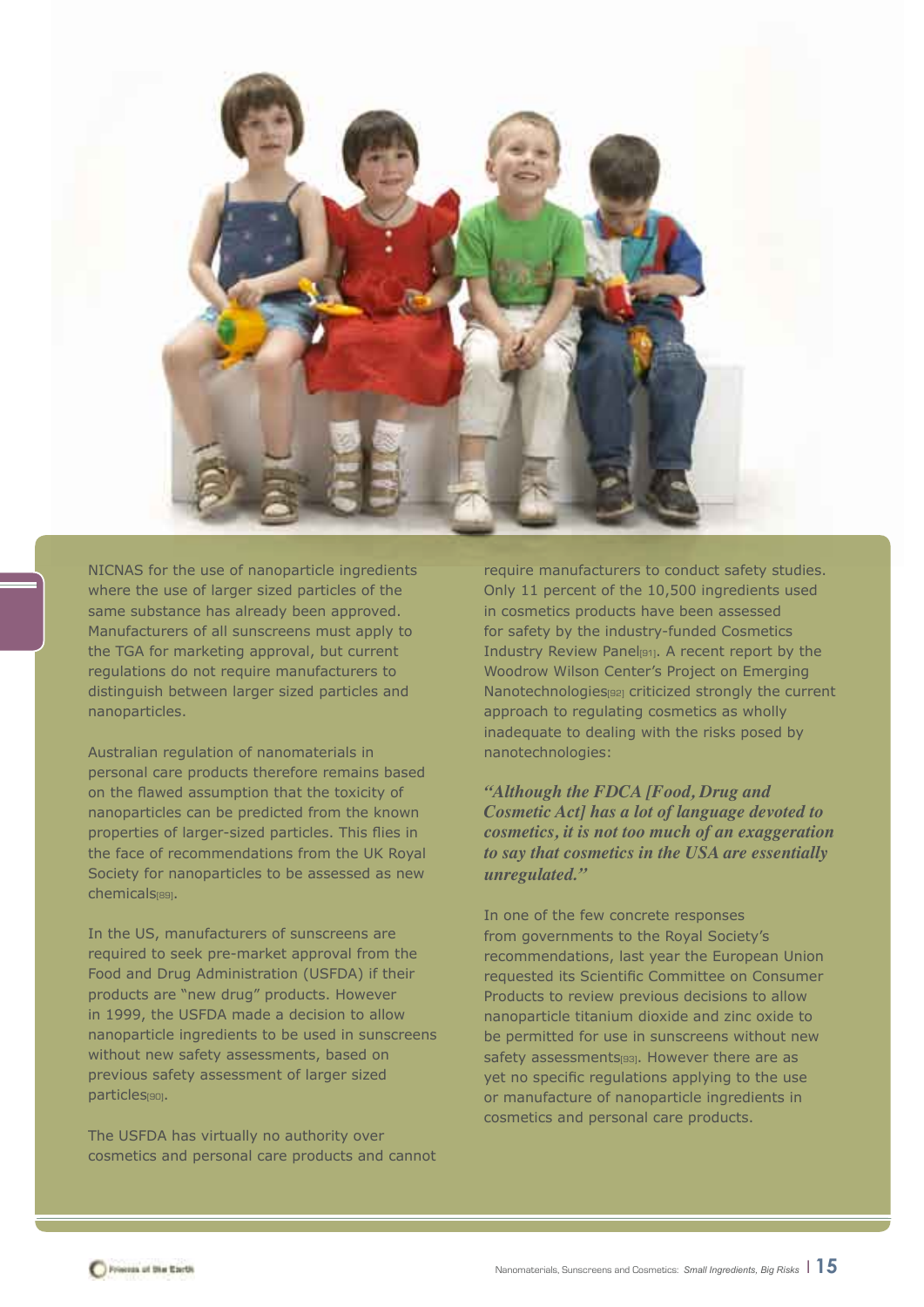NICNAS for the use of nanoparticle ingredients where the use of larger sized particles of the same substance has already been approved. Manufacturers of all sunscreens must apply to the TGA for marketing approval, but current regulations do not require manufacturers to distinguish between larger sized particles and nanoparticles.

Australian regulation of nanomaterials in personal care products therefore remains based on the flawed assumption that the toxicity of nanoparticles can be predicted from the known properties of larger-sized particles. This flies in the face of recommendations from the UK Royal Society for nanoparticles to be assessed as new chemicals[89].

In the US, manufacturers of sunscreens are required to seek pre-market approval from the Food and Drug Administration (USFDA) if their products are "new drug" products. However in 1999, the USFDA made a decision to allow nanoparticle ingredients to be used in sunscreens without new safety assessments, based on previous safety assessment of larger sized particles[90].

The USFDA has virtually no authority over cosmetics and personal care products and cannot require manufacturers to conduct safety studies. Only 11 percent of the 10,500 ingredients used in cosmetics products have been assessed for safety by the industry-funded Cosmetics Industry Review Panel[91]. A recent report by the Woodrow Wilson Center's Project on Emerging Nanotechnologies[92] criticized strongly the current approach to regulating cosmetics as wholly inadequate to dealing with the risks posed by nanotechnologies:

***"Although the FDCA [Food, Drug and Cosmetic Act] has a lot of language devoted to cosmetics, it is not too much of an exaggeration to say that cosmetics in the USA are essentially unregulated."***

In one of the few concrete responses from governments to the Royal Society's recommendations, last year the European Union requested its Scientific Committee on Consumer Products to review previous decisions to allow nanoparticle titanium dioxide and zinc oxide to be permitted for use in sunscreens without new safety assessments[93]. However there are as yet no specific regulations applying to the use or manufacture of nanoparticle ingredients in cosmetics and personal care products.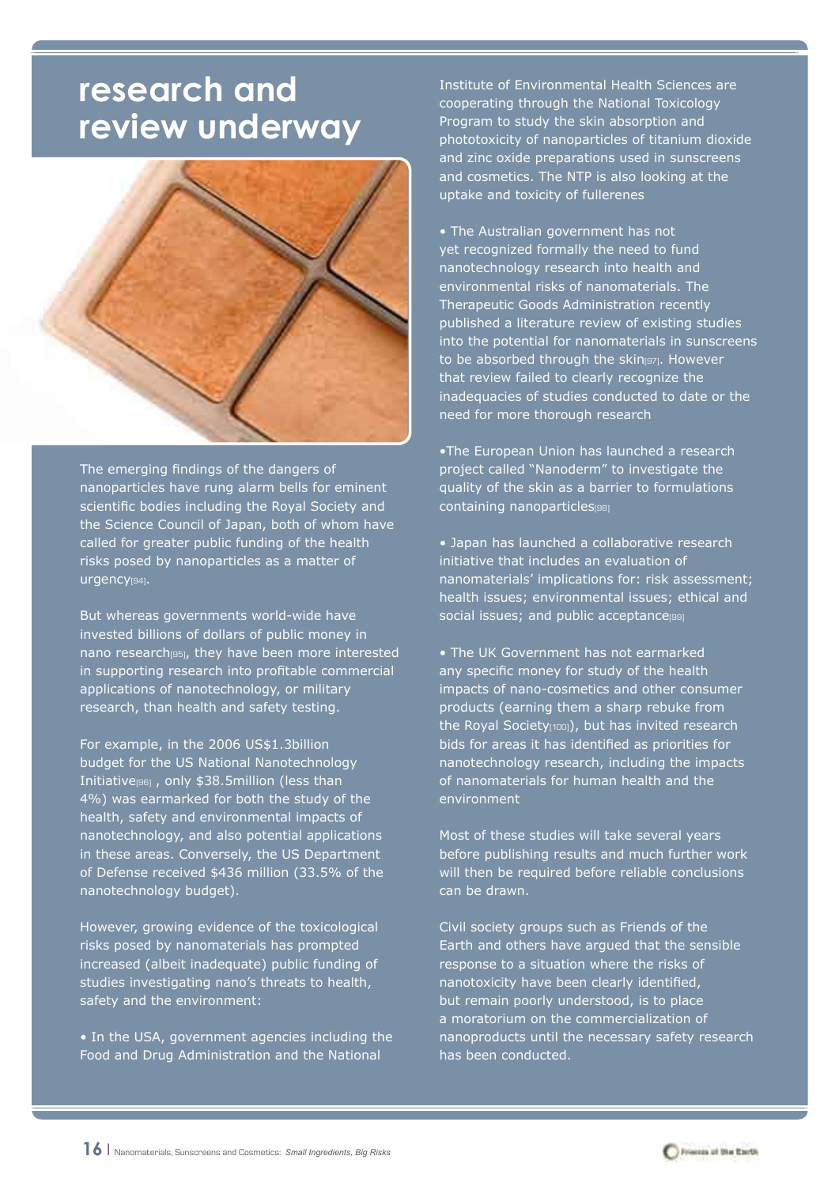# research and review underway

The emerging findings of the dangers of nanoparticles have rung alarm bells for eminent scientific bodies including the Royal Society and the Science Council of Japan, both of whom have called for greater public funding of the health risks posed by nanoparticles as a matter of urgency[94].

But whereas governments world-wide have invested billions of dollars of public money in nano research[95], they have been more interested in supporting research into profitable commercial applications of nanotechnology, or military research, than health and safety testing.

For example, in the 2006 US$1.3billion budget for the US National Nanotechnology Initiative[96] , only $38.5million (less than 4%) was earmarked for both the study of the health, safety and environmental impacts of nanotechnology, and also potential applications in these areas. Conversely, the US Department of Defense received $436 million (33.5% of the nanotechnology budget).

However, growing evidence of the toxicological risks posed by nanomaterials has prompted increased (albeit inadequate) public funding of studies investigating nano's threats to health, safety and the environment:

- In the USA, government agencies including the Food and Drug Administration and the National Institute of Environmental Health Sciences are cooperating through the National Toxicology Program to study the skin absorption and phototoxicity of nanoparticles of titanium dioxide and zinc oxide preparations used in sunscreens and cosmetics. The NTP is also looking at the uptake and toxicity of fullerenes

- The Australian government has not yet recognized formally the need to fund nanotechnology research into health and environmental risks of nanomaterials. The Therapeutic Goods Administration recently published a literature review of existing studies into the potential for nanomaterials in sunscreens to be absorbed through the skin[97]. However that review failed to clearly recognize the inadequacies of studies conducted to date or the need for more thorough research

- The European Union has launched a research project called "Nanoderm" to investigate the quality of the skin as a barrier to formulations containing nanoparticles[98]

- Japan has launched a collaborative research initiative that includes an evaluation of nanomaterials' implications for: risk assessment; health issues; environmental issues; ethical and social issues; and public acceptance[99]

- The UK Government has not earmarked any specific money for study of the health impacts of nano-cosmetics and other consumer products (earning them a sharp rebuke from the Royal Society[100]), but has invited research bids for areas it has identified as priorities for nanotechnology research, including the impacts of nanomaterials for human health and the environment

Most of these studies will take several years before publishing results and much further work will then be required before reliable conclusions can be drawn.

Civil society groups such as Friends of the Earth and others have argued that the sensible response to a situation where the risks of nanotoxicity have been clearly identified, but remain poorly understood, is to place a moratorium on the commercialization of nanoproducts until the necessary safety research has been conducted.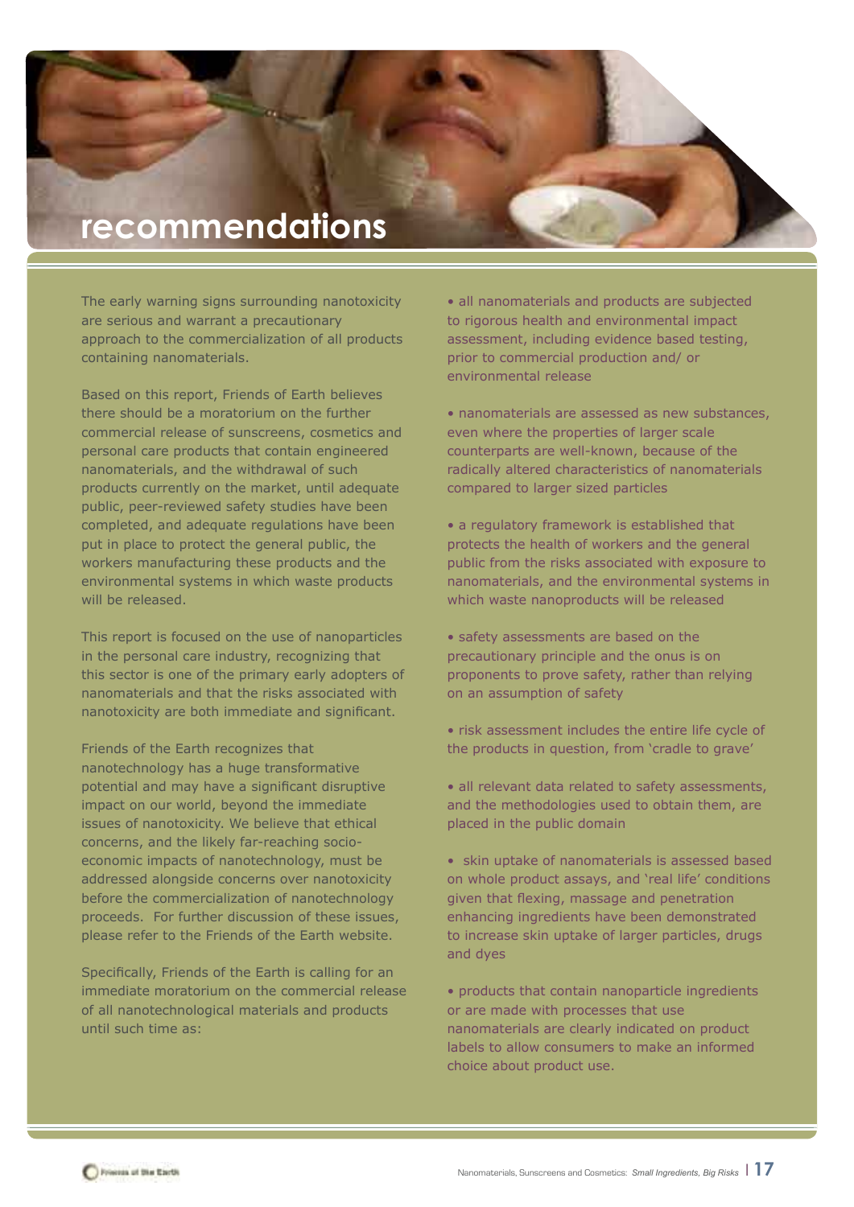# recommendations

The early warning signs surrounding nanotoxicity are serious and warrant a precautionary approach to the commercialization of all products containing nanomaterials.

Based on this report, Friends of Earth believes there should be a moratorium on the further commercial release of sunscreens, cosmetics and personal care products that contain engineered nanomaterials, and the withdrawal of such products currently on the market, until adequate public, peer-reviewed safety studies have been completed, and adequate regulations have been put in place to protect the general public, the workers manufacturing these products and the environmental systems in which waste products will be released.

This report is focused on the use of nanoparticles in the personal care industry, recognizing that this sector is one of the primary early adopters of nanomaterials and that the risks associated with nanotoxicity are both immediate and significant.

Friends of the Earth recognizes that nanotechnology has a huge transformative potential and may have a significant disruptive impact on our world, beyond the immediate issues of nanotoxicity. We believe that ethical concerns, and the likely far-reaching socio-economic impacts of nanotechnology, must be addressed alongside concerns over nanotoxicity before the commercialization of nanotechnology proceeds. For further discussion of these issues, please refer to the Friends of the Earth website.

Specifically, Friends of the Earth is calling for an immediate moratorium on the commercial release of all nanotechnological materials and products until such time as:

- all nanomaterials and products are subjected to rigorous health and environmental impact assessment, including evidence based testing, prior to commercial production and/ or environmental release
- nanomaterials are assessed as new substances, even where the properties of larger scale counterparts are well-known, because of the radically altered characteristics of nanomaterials compared to larger sized particles
- a regulatory framework is established that protects the health of workers and the general public from the risks associated with exposure to nanomaterials, and the environmental systems in which waste nanoproducts will be released
- safety assessments are based on the precautionary principle and the onus is on proponents to prove safety, rather than relying on an assumption of safety
- risk assessment includes the entire life cycle of the products in question, from 'cradle to grave'
- all relevant data related to safety assessments, and the methodologies used to obtain them, are placed in the public domain
- skin uptake of nanomaterials is assessed based on whole product assays, and 'real life' conditions given that flexing, massage and penetration enhancing ingredients have been demonstrated to increase skin uptake of larger particles, drugs and dyes
- products that contain nanoparticle ingredients or are made with processes that use nanomaterials are clearly indicated on product labels to allow consumers to make an informed choice about product use.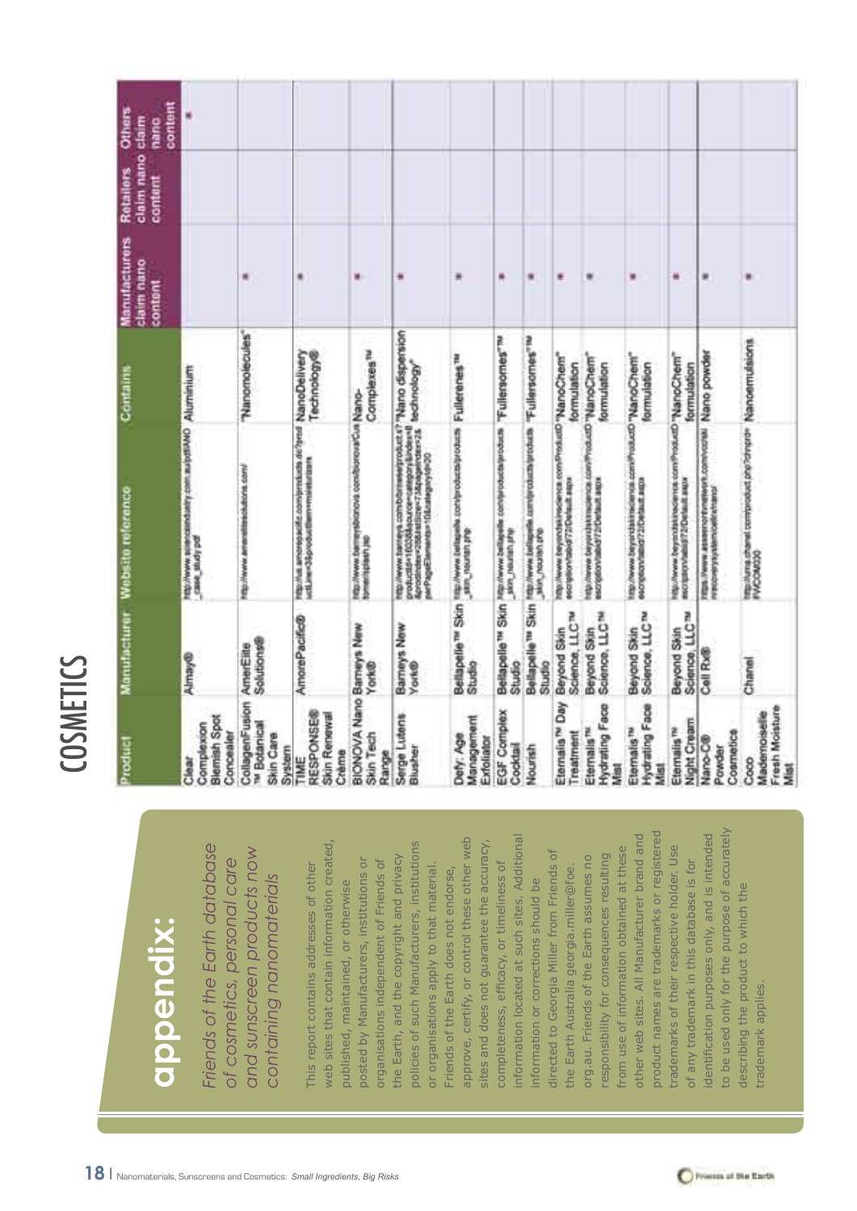# appendix:

*Friends of the Earth database of cosmetics, personal care and sunscreen products now containing nanomaterials*

This report contains addresses of other web sites that contain information created, published, maintained, or otherwise posted by Manufacturers, institutions or organisations independent of Friends of the Earth, and the copyright and privacy policies of such Manufacturers, institutions or organisations apply to that material. Friends of the Earth does not endorse, approve, certify, or control these other web sites and does not guarantee the accuracy, completeness, efficacy, or timeliness of information located at such sites. Additional information or corrections should be directed to Georgia Miller from Friends of the Earth Australia georgia.miller@foe.org.au. Friends of the Earth assumes no responsibility for consequences resulting from use of information obtained at these other web sites. All Manufacturer brand and product names are trademarks or registered trademarks of their respective holder. Use of any trademark in this database is for identification purposes only, and is intended to be used only for the purpose of accurately describing the product to which the trademark applies.

## COSMETICS

| Product | Manufacturer | Website reference | Contains | Manufacturers claim nano content | Retailers claim nano content | Others claim nano content |
|---|---|---|---|---|---|---|
| Clear Complexion Blemish Spot Concealer | Almay® | http://www.sciencedaily.com.au/pdf/NANO_case_study.pdf | Aluminium | | | * |
| CollagenFusion™ Botanical Skin Care System | AmerElite Solutions® | http://www.ameritesolutions.com/ | "Nanomolecules" | * | | |
| TIME RESPONSE® Skin Renewal Crème | AmorePacific® | http://us.amorepacific.com/products.do?prod uctLine=3&productItem=moisturizers | NanoDelivery Technology® | * | | |
| BIONOVA Nano Skin Tech Range | Barneys New York® | http://www.barneysbionova.com/bionova/Cus tomer/splash.jsp | Nano-Complexes™ | * | | |
| Serge Lutens Blusher | Barneys New York® | http://www.barneys.com/browse/product.jsp?productId=...&source=category&index=...&pageSize=...&pageElements=... | "Nano dispersion technology" | * | | |
| Defy: Age Management Exfoliator | Bellapelle™ Skin Studio | http://www.bellapelle.com/products/products_skin_nourish.php | Fullerenes™ | * | | |
| EGF Complex Cocktail | Bellapelle™ Skin Studio | http://www.bellapelle.com/products/products_skin_nourish.php | "Fullersomes"™ | * | | |
| Nourish | Bellapelle™ Skin Studio | http://www.bellapelle.com/products/products_skin_nourish.php | "Fullersomes"™ | * | | |
| Eternalis™ Day Treatment | Beyond Skin Science, LLC™ | http://www.beyondskinscience.com/ProductD escription/tabid/72/Default.aspx | "NanoChem" formulation | * | | |
| Eternalis™ Hydrating Face Mist | Beyond Skin Science, LLC™ | http://www.beyondskinscience.com/ProductD escription/tabid/72/Default.aspx | "NanoChem" formulation | * | | |
| Eternalis™ Hydrating Face Mist | Beyond Skin Science, LLC™ | http://www.beyondskinscience.com/ProductD escription/tabid/72/Default.aspx | "NanoChem" formulation | * | | |
| Eternalis™ Night Cream | Beyond Skin Science, LLC™ | http://www.beyondskinscience.com/ProductD escription/tabid/72/Default.aspx | "NanoChem" formulation | * | | |
| Nano-C® Powder Cosmetics | Cell Rx® | http://www.assessmentnetwork.com/ncrx/discovery/system/cellrx/nano/ | Nano powder | * | | |
| Coco Mademoiselle Fresh Moisture Mist | Chanel | http://uma.chanel.com/product.php?... FWC04000 | Nanoemulsions | * | | |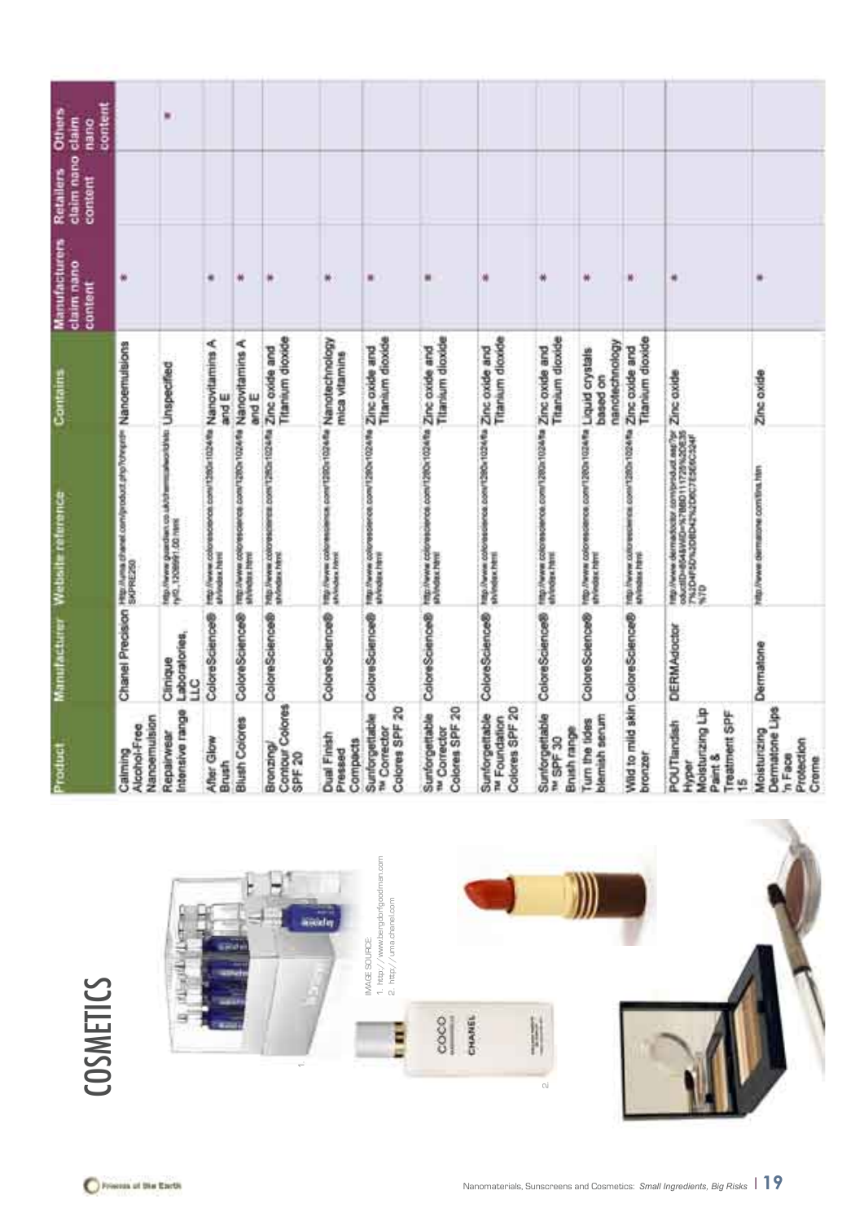# COSMETICS

IMAGE SOURCE:
1. http://www.bergdorfgoodman.com
2. http://uma.chanel.com

| Product | Manufacturer | Website reference | Contains | Manufacturers claim nano content | Retailers claim nano content | Others claim nano content |
|---|---|---|---|---|---|---|
| Calming Alcohol-Free Nanoemulsion | Chanel Precision | http://uma.chanel.com/product.php?ohnprd=SKPRE250 | Nanoemulsions | * | | |
| Repairwear Intensive range | Clinique Laboratories, LLC | http://www.guardian.co.uk/chemicalworld/story/0,,1308991,00.html | Unspecified | | | * |
| After Glow Brush | ColoreScience® | http://www.colorescience.com/1280x1024/flash/index.html | Nanovitamins A and E | * | | |
| Blush Colores | ColoreScience® | http://www.colorescience.com/1280x1024/flash/index.html | Nanovitamins A and E | * | | |
| Bronzing/ Contour Colores SPF 20 | ColoreScience® | http://www.colorescience.com/1280x1024/flash/index.html | Zinc oxide and Titanium dioxide | * | | |
| Dual Finish Pressed Compacts | ColoreScience® | http://www.colorescience.com/1280x1024/flash/index.html | Nanotechnology mica vitamins | * | | |
| Sunforgettable ™ Corrector Colores SPF 20 | ColoreScience® | http://www.colorescience.com/1280x1024/flash/index.html | Zinc oxide and Titanium dioxide | * | | |
| Sunforgettable ™ Corrector Colores SPF 20 | ColoreScience® | http://www.colorescience.com/1280x1024/flash/index.html | Zinc oxide and Titanium dioxide | * | | |
| Sunforgettable ™ Foundation Colores SPF 20 | ColoreScience® | http://www.colorescience.com/1280x1024/flash/index.html | Zinc oxide and Titanium dioxide | * | | |
| Sunforgettable ™ SPF 30 Brush range | ColoreScience® | http://www.colorescience.com/1280x1024/flash/index.html | Zinc oxide and Titanium dioxide | * | | |
| Turn the tides blemish serum | ColoreScience® | http://www.colorescience.com/1280x1024/flash/index.html | Liquid crystals based on nanotechnology | * | | |
| Wild to mild skin bronzer | ColoreScience® | http://www.colorescience.com/1280x1024/flash/index.html | Zinc oxide and Titanium dioxide | * | | |
| POUTlandish Hyper Moisturizing Lip Paint & Treatment SPF 15 | DERMAdoctor | http://www.dermadoctor.com/product.asp?productID=848WID=%7B8D111725%2DC357%2D4F5D%2D8D42%2D6C7E56C324F%7D | Zinc oxide | * | | |
| Moisturizing Dermatone Lips 'n Face Protection Creme | Dermatone | http://www.dermatone.com/tins.htm | Zinc oxide | * | | |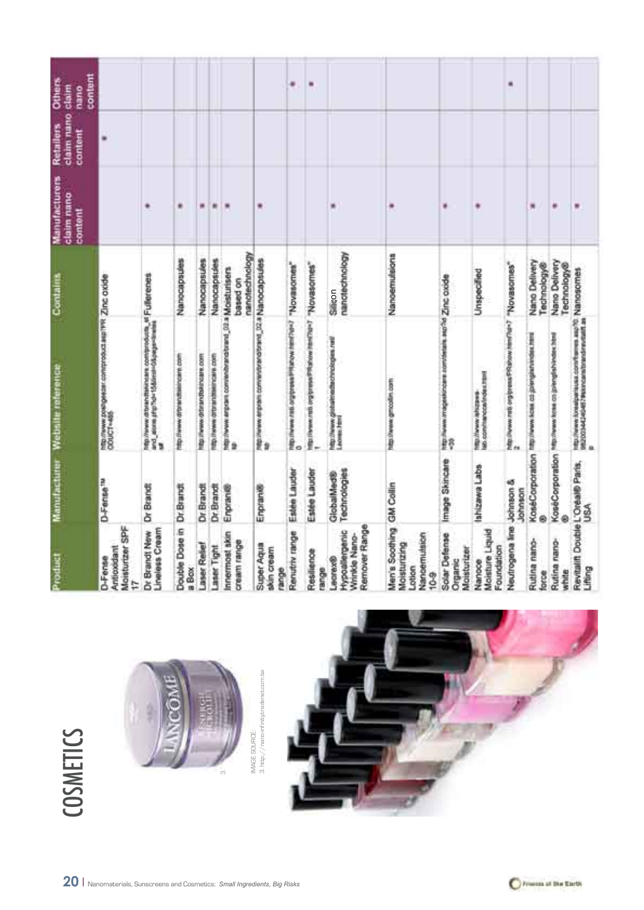# COSMETICS

IMAGE SOURCE:
3. http://nano-infinity.trade-net.com.tw

| Product | Manufacturer | Website reference | Contains | Manufacturers claim nano content | Retailers claim nano content | Others claim nano content |
|---|---|---|---|---|---|---|
| D-Fense Antioxidant Moisturizer SPF 17 | D-Fense™ | http://www.bodygeezer.com/product.asp?PRODUCT=485 | Zinc oxide | | * | |
| Dr Brandt New Lineless Cream | Dr Brandt | http://www.drbrandtskincare.com/products_and_skins.php?id=158&mid=0&page=lineless | Fullerenes | * | | |
| Double Dose in a Box | Dr Brandt | http://www.drbrandtskincare.com | Nanocapsules | * | | |
| Laser Relief | Dr Brandt | http://www.drbrandtskincare.com | Nanocapsules | * | | |
| Laser Tight | Dr Brandt | http://www.drbrandtskincare.com | Nanocapsules | * | | |
| Innermost skin cream range | Enprani® | http://www.enprani.com/en/brand/brand_02.asp | Moisturisers based on nanotechnology | * | | |
| Super Aqua skin cream range | Enprani® | http://www.enprani.com/en/brand/brand_02.asp | Nanocapsules | * | | |
| Renutriv range | Estée Lauder | http://www.nsti.org/press/PRshow.html?id=70 | "Novasomes" | | | * |
| Resilience range | Estée Lauder | http://www.nsti.org/press/PRshow.html?id=71 | "Novasomes" | | | * |
| Leorex® Hypoallergenic Wrinkle Nano-Remover Range | GlobalMed® Technologies | http://www.globalmedtechnologies.net/Leorex.html | Silicon nanotechnology | * | | |
| Men's Soothing Moisturizing Lotion Nanoemulsion 10-9 | GM Collin | http://www.gmcollin.com | Nanoemulsions | * | | |
| Solar Defense Organic Moisturizer | Image Skincare | http://www.imageskincare.com/details.asp?id=30 | Zinc oxide | * | | |
| Nanoce Moisture Liquid Foundation | Ishizawa Labs | http://www.ishizawa-lab.com/nanoce/index.html | Unspecified | * | | |
| Neutrogena line | Johnson & Johnson | http://www.nsti.org/press/PRshow.html?id=72 | "Novasomes" | | | * |
| Rutina nano-force | KoséCorporation® | http://www.kose.co.jp/english/index.html | Nano Delivery Technology® | * | | |
| Rutina nano-white | KoséCorporation® | http://www.kose.co.jp/english/index.html | Nano Delivery Technology® | * | | |
| Revitalift Double Lifting | L'Oréal® Paris, USA | http://www.lorealparisusa.com/frames.asp?0=9620034240467/skincare/brand/revitalift.asp | Nanosomes | * | | |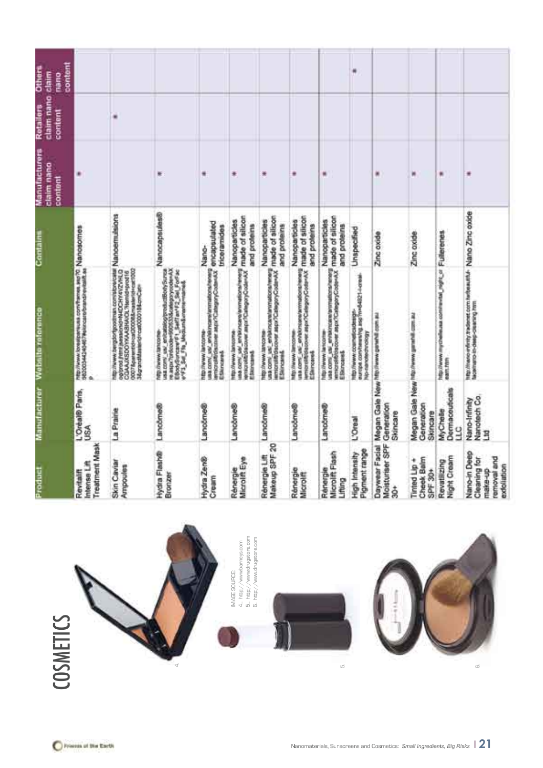# COSMETICS

IMAGE SOURCE:
4. http://www.barneys.com
5. http://www.drugstore.com
6. http://www.drugstore.com

| Product | Manufacturer | Website reference | Contains | Manufacturers claim nano content | Retailers claim nano content | Others claim nano content |
|---|---|---|---|---|---|---|
| Revitalift Intense Lift Treatment Mask | L'Oréal® Paris, USA | http://www.lorealparisusa.com/frames.asp?0=362003442404679&skincare/brand/revitalift.as p | Nanosomes | * | | |
| Skin Caviar Ampoules | La Prairie | http://www.bergdorfgoodman.com/store/catalog/prod.jhtml;jsessionid=N4DCHY4VZVHLQCGAAJXSDOYAAABHAQL?itemId=prod16 0007&parentId=cat000085&masterId=cat1002 34&grandMasterId=cat000018&cmCat= | Nanoemulsions | | * | |
| Hydra Flash® Bronzer | Lancôme® | http://www.lancome-usa.com/_us/_en/catalog/productBodySuncare.aspx?orikod=66053&categorycode=AXEBodySuncare/F1_SelfTan/F2_Sel_ForFace/F3_Sel_Fa_Medium&orname=name& | Nanocapsules® | * | | |
| Hydra Zen® Cream | Lancôme® | http://www.lancome-usa.com/_us/_en/skincare/animations/renergiemicrolift/discover.aspx?CategoryCode=AXESkincare& | Nano-encapsulated triceramides | * | | |
| Rénergie Microlift Eye | Lancôme® | http://www.lancome-usa.com/_us/_en/skincare/animations/renergiemicrolift/discover.aspx?CategoryCode=AXESkincare& | Nanoparticles made of silicon and proteins | * | | |
| Rénergie Lift Makeup SPF 20 | Lancôme® | http://www.lancome-usa.com/_us/_en/skincare/animations/renergiemicrolift/discover.aspx?CategoryCode=AXESkincare& | Nanoparticles made of silicon and proteins | * | | |
| Rénergie Microlift | Lancôme® | http://www.lancome-usa.com/_us/_en/skincare/animations/renergiemicrolift/discover.aspx?CategoryCode=AXESkincare& | Nanoparticles made of silicon and proteins | * | | |
| Rénergie Microlift Flash Lifting | Lancôme® | http://www.lancome-usa.com/_us/_en/skincare/animations/renergiemicrolift/discover.aspx?CategoryCode=AXESkincare& | Nanoparticles made of silicon and proteins | * | | |
| High Intensity Pigment range | L'Oreal | http://www.cosmeticsdesign-europe.com/news/ng.asp?n=64921-l-oreal-hip-nanotechnology | Unspecified | | | * |
| Daywear Facial Moisturiser SPF 30+ | Megan Gale New Generation Skincare | http://www.ganehill.com.au | Zinc oxide | * | | |
| Tinted Lip + Cheek Balm SPF 30+ | Megan Gale New Generation Skincare | http://www.ganehill.com.au | Zinc oxide | * | | |
| Revitalizing Night Cream | MyChelle Dermaceuticals LLC | http://www.mychelleusa.com/revital_night_cream.htm | Fullerenes | * | | |
| Nano-in Deep Cleaning for make-up removal and exfoliation | Nano-Infinity Nanotech Co. Ltd | http://nano-infinity.tradenet.com.tw/beauty/surface/nano-in-deep-cleaning.htm | Nano Zinc oxide | * | | |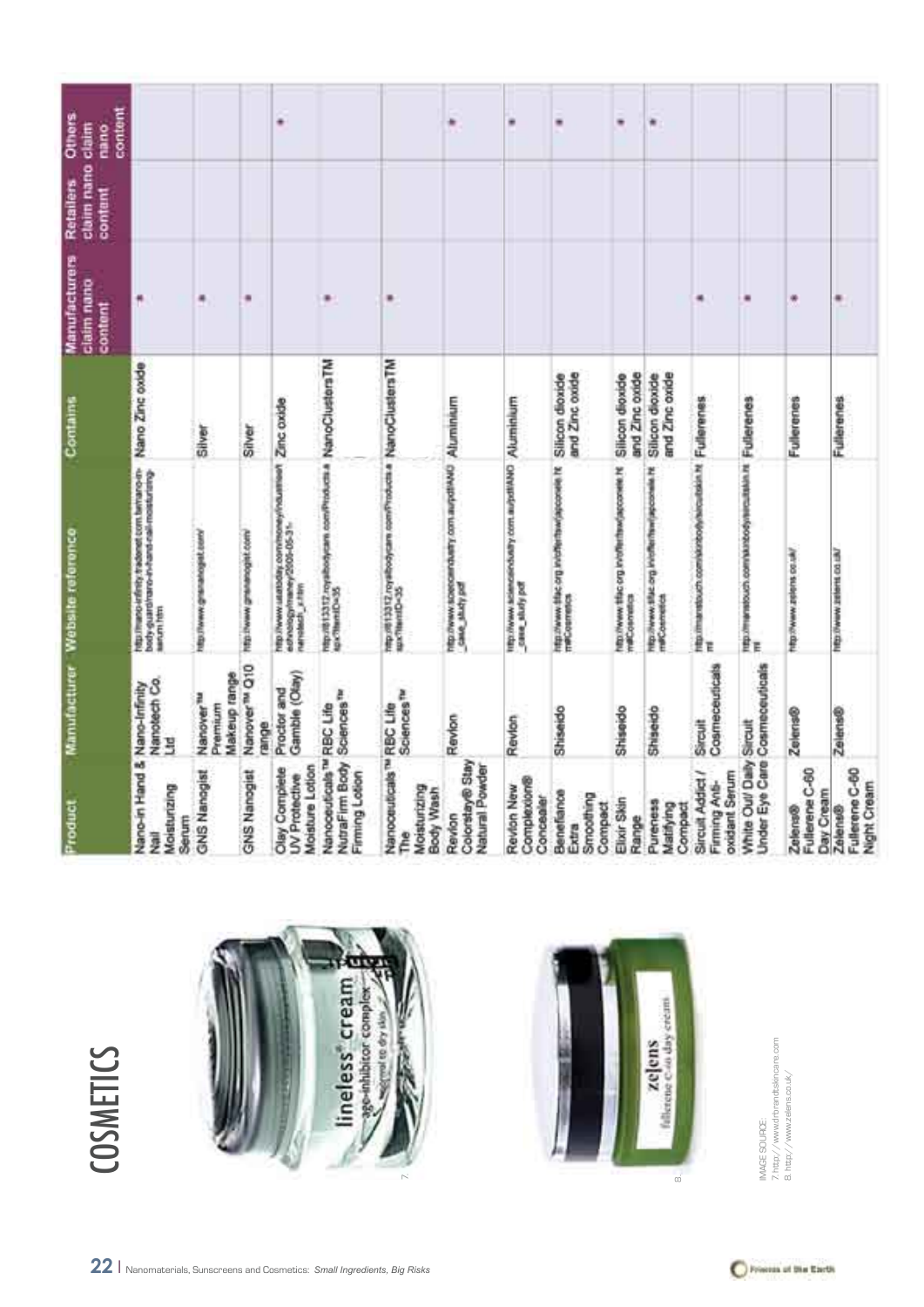# COSMETICS

IMAGE SOURCE:
7. http://www.drbrandtskincare.com
8. http://www.zelens.co.uk/

| Product | Manufacturer | Website reference | Contains | Manufacturers claim nano content | Retailers claim nano content | Others claim nano content |
|---|---|---|---|---|---|---|
| Nano-in Hand & Nail Moisturizing Serum | Nano-Infinity Nanotech Co. Ltd | http://nano-infinity.tradenet.com.tw/nano-in-body-guard/nano-in-hand-nail-moisturizing-serum.htm | Nano Zinc oxide | * | | |
| GNS Nanogist | Nanover™ Premium Makeup range | http://www.gnsnanogist.com/ | Silver | * | | |
| GNS Nanogist | Nanover™ Q10 range | http://www.gnsnanogist.com/ | Silver | * | | |
| Olay Complete UV Protective Moisture Lotion | Proctor and Gamble (Olay) | http://www.usatoday.com/money/industries/technology/maney/2005-05-31-nanotech_x.htm | Zinc oxide | | | * |
| Nanoceuticals™ NutraFirm Body Firming Lotion | RBC Life Sciences™ | http://613312.royalbodycare.com/Products.aspx?ItemID=35 | NanoClustersTM | * | | |
| Nanoceuticals™ The Moisturizing Body Wash | RBC Life Sciences™ | http://613312.royalbodycare.com/Products.aspx?ItemID=35 | NanoClustersTM | * | | |
| Revlon Colorstay® Stay Natural Powder | Revlon | http://www.scienceindustry.com.au/pdf/NANO_case_study.pdf | Aluminium | | | * |
| Revlon New Complexion® Concealer | Revlon | http://www.scienceindustry.com.au/pdf/NANO_case_study.pdf | Aluminium | | | * |
| Benefiance Extra Smoothing Compact | Shiseido | http://www.tffac.org.in/offer/text/jsp/cosmetics/mlCosmetics | Silicon dioxide and Zinc oxide | | | * |
| Elixir Skin Range | Shiseido | http://www.tffac.org.in/offer/text/jsp/cosmetics/mlCosmetics | Silicon dioxide and Zinc oxide | | | * |
| Pureness Matifying Compact | Shiseido | http://www.tffac.org.in/offer/text/jsp/cosmetics/mlCosmetics | Silicon dioxide and Zinc oxide | | | * |
| Sircuit Addict / Firming Anti-oxidant Serum | Sircuit Cosmeceuticals | http://maralouch.com/skinbody/sircuitskin.html | Fullerenes | * | | |
| White Out/ Daily Under Eye Care | Sircuit Cosmeceuticals | http://maralouch.com/skinbody/sircuitskin.html | Fullerenes | * | | |
| Zelens® Fullerene C-60 Day Cream | Zelens® | http://www.zelens.co.uk/ | Fullerenes | * | | |
| Zelens® Fullerene C-60 Night Cream | Zelens® | http://www.zelens.co.uk/ | Fullerenes | * | | |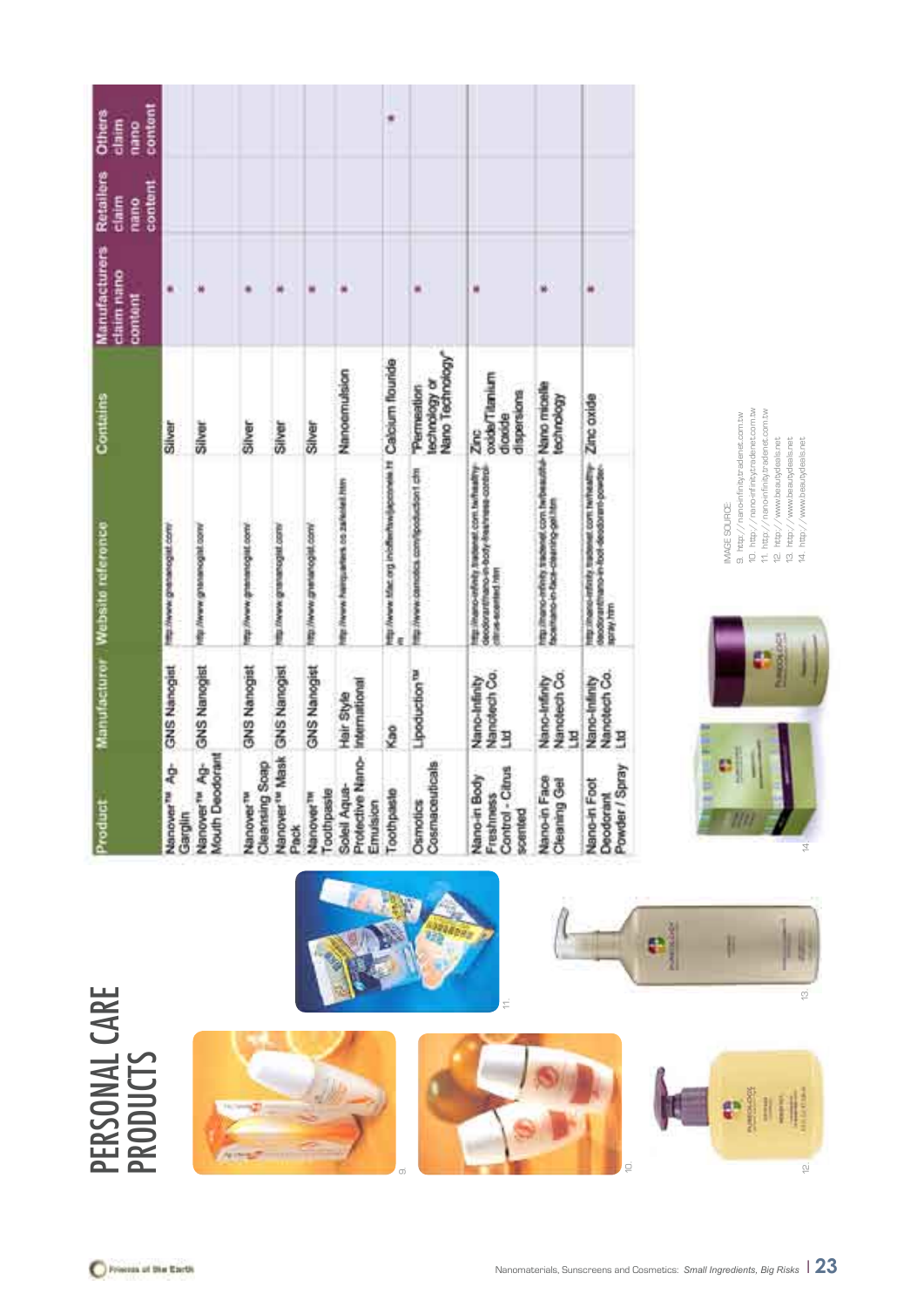# PERSONAL CARE PRODUCTS

| Product | Manufacturer | Website reference | Contains | Manufacturers claim nano content | Retailers claim nano content | Others claim nano content |
|---|---|---|---|---|---|---|
| Nanover™ Ag-Garglin | GNS Nanogist | http://www.gnsnanogist.com/ | Silver | * | | |
| Nanover™ Ag-Mouth Deodorant | GNS Nanogist | http://www.gnsnanogist.com/ | Silver | * | | |
| Nanover™ Cleansing Soap | GNS Nanogist | http://www.gnsnanogist.com/ | Silver | * | | |
| Nanover™ Mask Pack | GNS Nanogist | http://www.gnsnanogist.com/ | Silver | * | | |
| Nanover™ Toothpaste | GNS Nanogist | http://www.gnsnanogist.com/ | Silver | * | | |
| Soleil Aqua-Protective Nano-Emulsion | Hair Style International | http://www.hairsupreme.co.za/soleil.htm | Nanoemulsion | * | | |
| Toothpaste | Kao | http://www.tfac.org.in/otherfiles/japcorela.html | Calcium flouride | | | * |
| Osmotics Cosmaceuticals | Lipoduction™ | http://www.osmotics.com/lipoduction1.cfm | "Permeation technology or Nano Technology" | * | | |
| Nano-in Body Freshness Control - Citrus scented | Nano-Infinity Nanotech Co. Ltd | http://nano-infinity.tradenet.com.tw/healthy-Deodorant/nano-in-body-freshness-control-citrus-scented.htm | Zinc oxide/Titanium dioxide dispersions | * | | |
| Nano-in Face Cleaning Gel | Nano-Infinity Nanotech Co. Ltd | http://nano-infinity.tradenet.com.tw/beautiful-face/nano-in-face-cleaning-gel.htm | Nano micelle technology | * | | |
| Nano-in Foot Deodorant Powder / Spray | Nano-Infinity Nanotech Co. Ltd | http://nano-infinity.tradenet.com.tw/healthy-deodorant/nano-in-foot-deodorant-powder-spray.htm | Zinc oxide | * | | |

9. 10. 11. 12. 13. 14.

IMAGE SOURCE:
9. http://nano-infinity.tradenet.com.tw
10. http://nano-infinity.tradenet.com.tw
11. http://nano-infinity.tradenet.com.tw
12. http://www.beautydeals.net
13. http://www.beautydeals.net
14. http://www.beautydeals.net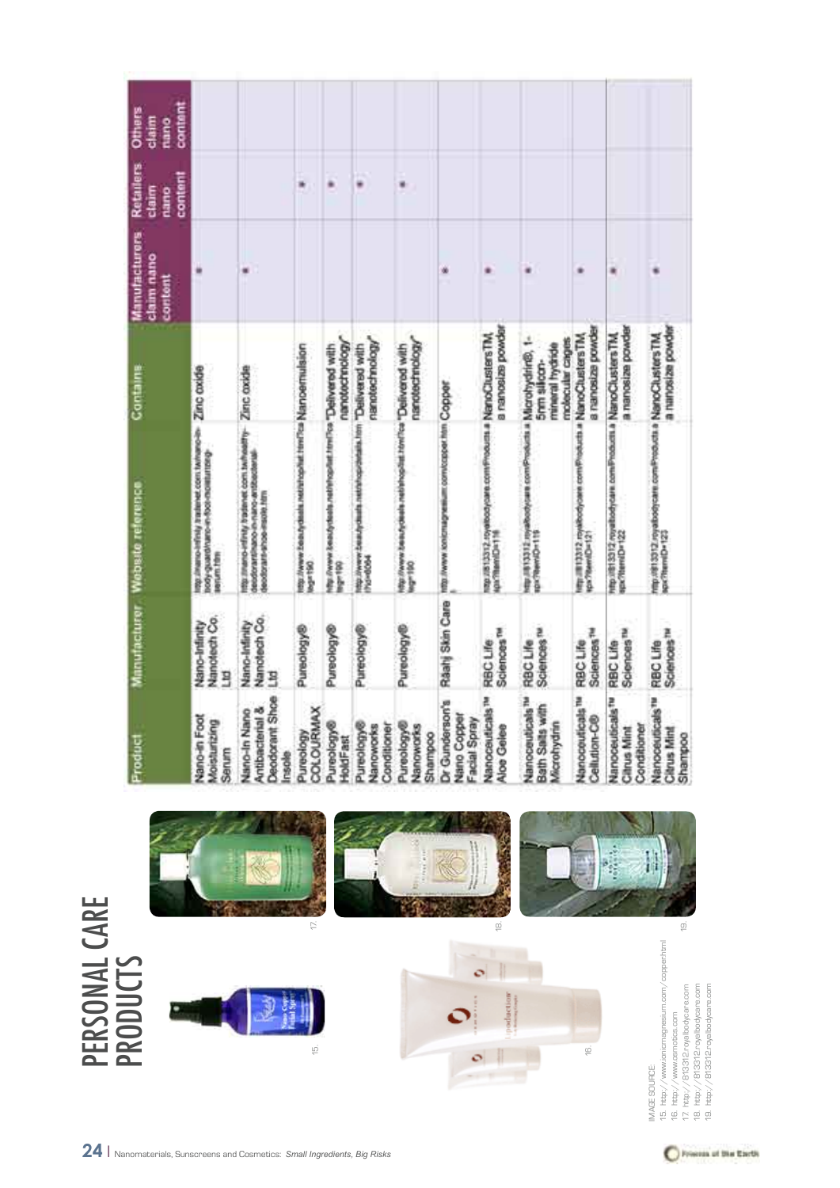# PERSONAL CARE PRODUCTS

| Product | Manufacturer | Website reference | Contains | Manufacturers claim nano content | Retailers claim nano content | Others claim nano content |
|---|---|---|---|---|---|---|
| Nano-in Foot Moisturizing Serum | Nano-Infinity Nanotech Co. Ltd | http://nano-infinity.tradenet.com.tw/nano-in-body-guard/nano-in-foot-moisturizing-serum.htm | Zinc oxide | * | | |
| Nano-In Nano Antibacterial & Deodorant Shoe Insole | Nano-Infinity Nanotech Co. Ltd | http://nano-infinity.tradenet.com.tw/healthy-deodorant/nano-in-nano-antibacterial-deodorant-shoe-insole.htm | Zinc oxide | * | | |
| Pureology COLOURMAX | Pureology® | http://www.beautydeals.net/shop/list.html?ca tleg=190 | Nanoemulsion | | * | |
| Pureology® HoldFast | Pureology® | http://www.beautydeals.net/shop/list.html?ca tleg=190 | "Delivered with nanotechnology" | | * | |
| Pureology® Nanoworks Conditioner | Pureology® | http://www.beautydeals.net/shop/details.htm l?id=6064 | "Delivered with nanotechnology" | | * | |
| Pureology® Nanoworks Shampoo | Pureology® | http://www.beautydeals.net/shop/list.html?ca tleg=190 | "Delivered with nanotechnology" | | * | |
| Dr Gunderson's Nano Copper Facial Spray | Raahj Skin Care | http://www.ionicmagnesium.com/copper.htm l | Copper | * | | |
| Nanoceuticals™ Aloe Gelee | RBC Life Sciences™ | http://813312.royalbodycare.com/Products.a spx?ItemID=118 | NanoClustersTM, a nanosize powder | * | | |
| Nanoceuticals™ Bath Salts with Microhydrin | RBC Life Sciences™ | http://813312.royalbodycare.com/Products.a spx?ItemID=119 | Microhydrin®, 1-5nm silicon-mineral hydride molecular cages | * | | |
| Nanoceuticals™ Cellulon-C® | RBC Life Sciences™ | http://813312.royalbodycare.com/Products.a spx?ItemID=121 | NanoClustersTM, a nanosize powder | * | | |
| Nanoceuticals™ Citrus Mint Conditioner | RBC Life Sciences™ | http://813312.royalbodycare.com/Products.a spx?ItemID=122 | NanoClustersTM, a nanosize powder | * | | |
| Nanoceuticals™ Citrus Mint Shampoo | RBC Life Sciences™ | http://813312.royalbodycare.com/Products.a spx?ItemID=123 | NanoClustersTM, a nanosize powder | * | | |

15.

16.

17.

18.

19.

IMAGE SOURCE:
15. http://www.ionicmagnesium.com/copper.html
16. http://www.osmotics.com
17. http://813312.royalbodycare.com
18. http://813312.royalbodycare.com
19. http://813312.royalbodycare.com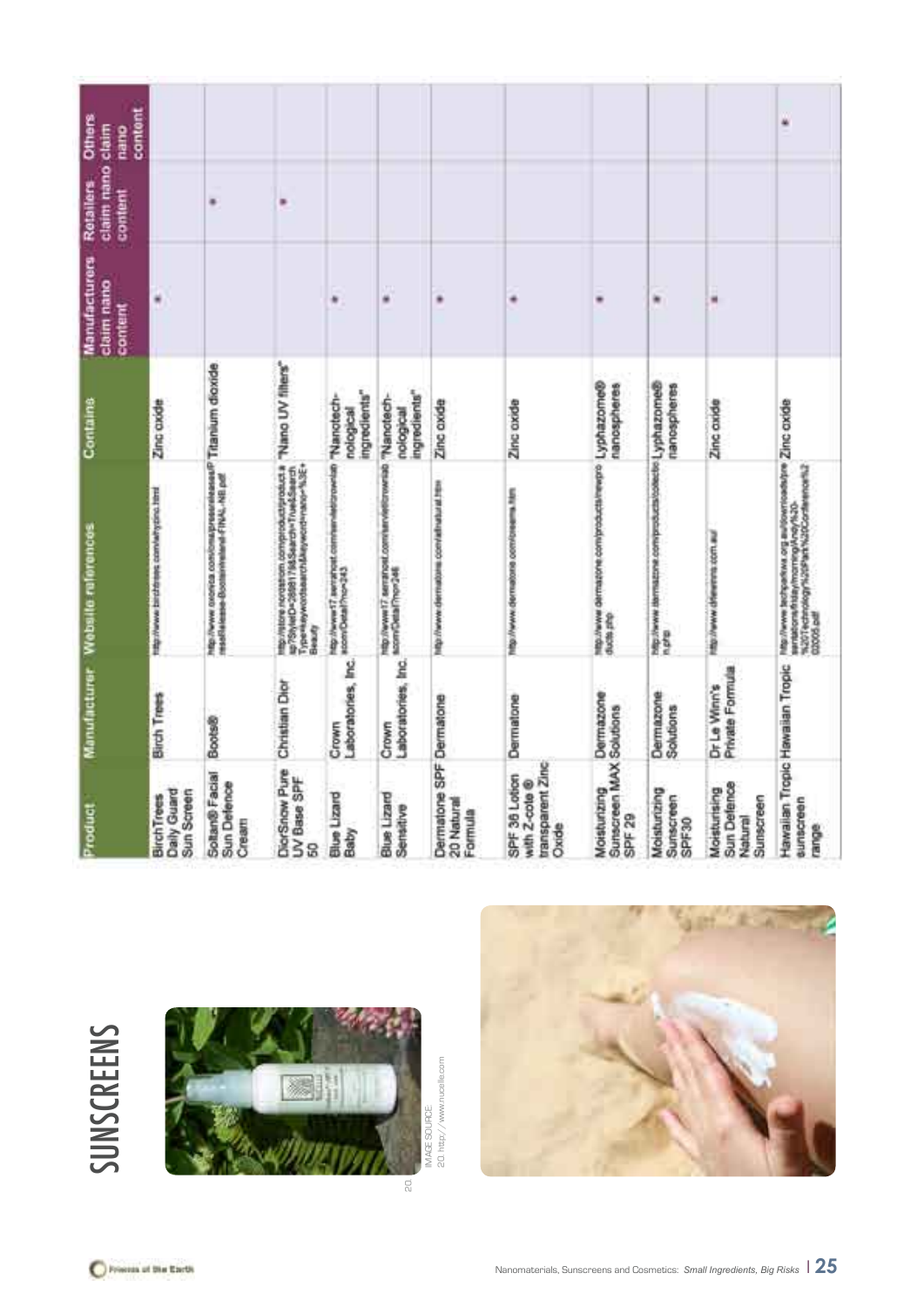# SUNSCREENS

20

IMAGE SOURCE:
20 http://www.nucelle.com

| Product | Manufacturer | Website references | Contains | Manufacturers claim nano content | Retailers claim nano content | Others claim nano content |
|---|---|---|---|---|---|---|
| BirchTrees Daily Guard Sun Screen | Birch Trees | http://www.birchtrees.com/whyzinc.html | Zinc oxide | * | | |
| Soltan® Facial Sun Defence Cream | Boots® | http://www.oxonica.com/cms/pressreleases/PressRelease-BootsIreland-FINAL-NB.pdf | Titanium dioxide | | * | |
| DiorSnow Pure UV Base SPF 50 | Christian Dior | http://store.nordstrom.com/product/product.asp?StyleID=269811&Search=True&SearchType=keyword&Keyword=nano+%3E+Beauty | "Nano UV filters" | | * | |
| Blue Lizard Baby | Crown Laboratories, Inc. | http://www17.serranet.com/serviet/crownlabs.com/Detail?no=243 | "Nanotech-nological ingredients" | * | | |
| Blue Lizard Sensitive | Crown Laboratories, Inc. | http://www17.serranet.com/serviet/crownlabs.com/Detail?no=246 | "Nanotech-nological ingredients" | * | | |
| Dermatone SPF 20 Natural Formula | Dermatone | http://www.dermatone.com/natural.htm | Zinc oxide | * | | |
| SPF 36 Lotion with Z-cote® transparent Zinc Oxide | Dermatone | http://www.dermatone.com/creams.htm | Zinc oxide | * | | |
| Moisturizing Sunscreen MAX SPF 29 | Dermazone Solutions | http://www.dermazone.com/products/newproducts.php | Lyphazome® nanospheres | * | | |
| Moisturizing Sunscreen SPF30 | Dermazone Solutions | http://www.dermazone.com/products/collection.php | Lyphazome® nanospheres | * | | |
| Moisturising Sun Defence Natural Sunscreen | Dr Le Winn's Private Formula | http://www.drlewinns.com.au/ | Zinc oxide | * | | |
| Hawaiian Tropic sunscreen range | Hawaiian Tropic | http://www.techyankwa.org.au/downloads/presentations/friday/morning/Andy%20-%20Technology%20Park%20Conference%202005.pdf | Zinc oxide | | | * |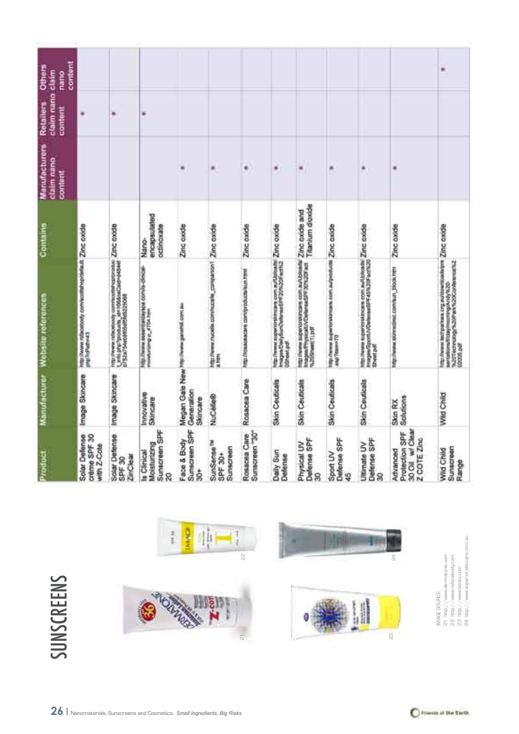# SUNSCREENS

| Product | Manufacturer | Website references | Contains | Manufacturers claim nano content | Retailers claim nano content | Others claim nano content |
|---|---|---|---|---|---|---|
| Solar Defense crème SPF 30 with Z-Cote | Image Skincare | http://www.rsfacebody.com/cottshop/default.php?cPath=43 | Zinc oxide | | * | |
| Solar Defense SPF 30 ZinClear | Image Skincare | http://www.rsfacebody.com/cottshop/product_info.php?products_id=166&osCsid=0484f1b752a754eb9f0bf8b6522606 | Zinc oxide | | * | |
| Is Clinical Moisturizing Sunscreen SPF 20 | Innovative Skincare | http://www.essentialdayspa.com/is-clinical-moisturizing-p_4704.htm | Nano-encapsulated octinoxate | | * | |
| Face & Body Sunscreen SPF 30+ | Megan Gale New Generation Skincare | http://www.galewell.com.au | Zinc oxide | * | | |
| SunSense™ SPF 30+ Sunscreen | NuCelle® | http://www.nucelle.com/nucelle_companion1a.htm | Zinc oxide | * | | |
| Rosacea Care Sunscreen "30" | Rosacea Care | http://rosaceacare.com/products/sun.html | Zinc oxide | * | | |
| Daily Sun Defense | Skin Ceuticals | http://www.superiorskincare.com.au/Uploads/Images/DailySunDefenseSPF20%20Fact%20Sheet.pdf | Zinc oxide | * | | |
| Physical UV Defense SPF 30 | Skin Ceuticals | http://www.superiorskincare.com.au/Uploads/Images/PhysicalUVDefenseSPF30%20Fact%20Sheet(1).pdf | Zinc oxide and Titanium dioxide | * | | |
| Sport UV Defense SPF 45 | Skin Ceuticals | http://www.superiorskincare.com.au/products.asp?item=70 | Zinc oxide | * | | |
| Ultimate UV Defense SPF 30 | Skin Ceuticals | http://www.superiorskincare.com.au/Uploads/Images/SportUVDefenseSPF45%20Fact%20Sheet.pdf | Zinc oxide | * | | |
| Advanced Protection SPF 30 Oil w/ Clear Z COTE Zinc | Skin RX Solutions | http://www.skinrxclinic.com/sun_block.htm | Zinc oxide | * | | |
| Wild Child Sunscreen Range | Wild Child | http://www.techpartners.org.au/downloads/presentations/friday/morning/Andy%20-%20Technology%20Park%20Conference%202005.pdf | Zinc oxide | | | * |

IMAGE SOURCE:
21. http://www.dermatone.com
22. http://www.rsfacebody.com
23. http://www.boots.com
24. http://www.superiorskincare.com.au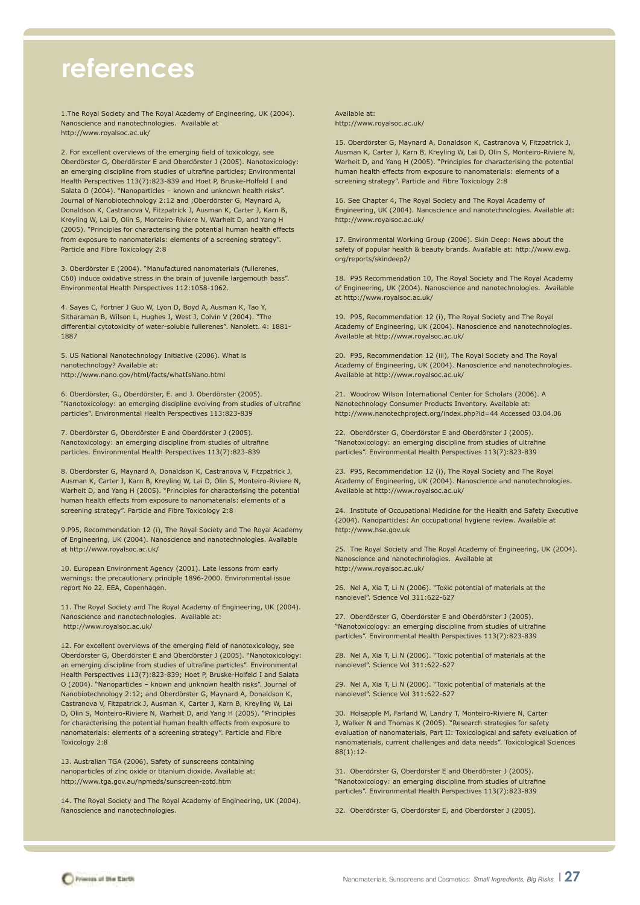# references

1.The Royal Society and The Royal Academy of Engineering, UK (2004). Nanoscience and nanotechnologies. Available at http://www.royalsoc.ac.uk/

2. For excellent overviews of the emerging field of toxicology, see Oberdörster G, Oberdörster E and Oberdörster J (2005). Nanotoxicology: an emerging discipline from studies of ultrafine particles; Environmental Health Perspectives 113(7):823-839 and Hoet P, Bruske-Holfeld I and Salata O (2004). "Nanoparticles – known and unknown health risks". Journal of Nanobiotechnology 2:12 and ;Oberdörster G, Maynard A, Donaldson K, Castranova V, Fitzpatrick J, Ausman K, Carter J, Karn B, Kreyling W, Lai D, Olin S, Monteiro-Riviere N, Warheit D, and Yang H (2005). "Principles for characterising the potential human health effects from exposure to nanomaterials: elements of a screening strategy". Particle and Fibre Toxicology 2:8

3. Oberdörster E (2004). "Manufactured nanomaterials (fullerenes, C60) induce oxidative stress in the brain of juvenile largemouth bass". Environmental Health Perspectives 112:1058-1062.

4. Sayes C, Fortner J Guo W, Lyon D, Boyd A, Ausman K, Tao Y, Sitharaman B, Wilson L, Hughes J, West J, Colvin V (2004). "The differential cytotoxicity of water-soluble fullerenes". Nanolett. 4: 1881-1887

5. US National Nanotechnology Initiative (2006). What is nanotechnology? Available at: http://www.nano.gov/html/facts/whatIsNano.html

6. Oberdörster, G., Oberdörster, E. and J. Oberdörster (2005). "Nanotoxicology: an emerging discipline evolving from studies of ultrafine particles". Environmental Health Perspectives 113:823-839

7. Oberdörster G, Oberdörster E and Oberdörster J (2005). Nanotoxicology: an emerging discipline from studies of ultrafine particles. Environmental Health Perspectives 113(7):823-839

8. Oberdörster G, Maynard A, Donaldson K, Castranova V, Fitzpatrick J, Ausman K, Carter J, Karn B, Kreyling W, Lai D, Olin S, Monteiro-Riviere N, Warheit D, and Yang H (2005). "Principles for characterising the potential human health effects from exposure to nanomaterials: elements of a screening strategy". Particle and Fibre Toxicology 2:8

9.P95, Recommendation 12 (i), The Royal Society and The Royal Academy of Engineering, UK (2004). Nanoscience and nanotechnologies. Available at http://www.royalsoc.ac.uk/

10. European Environment Agency (2001). Late lessons from early warnings: the precautionary principle 1896-2000. Environmental issue report No 22. EEA, Copenhagen.

11. The Royal Society and The Royal Academy of Engineering, UK (2004). Nanoscience and nanotechnologies. Available at: http://www.royalsoc.ac.uk/

12. For excellent overviews of the emerging field of nanotoxicology, see Oberdörster G, Oberdörster E and Oberdörster J (2005). "Nanotoxicology: an emerging discipline from studies of ultrafine particles". Environmental Health Perspectives 113(7):823-839; Hoet P, Bruske-Holfeld I and Salata O (2004). "Nanoparticles – known and unknown health risks". Journal of Nanobiotechnology 2:12; and Oberdörster G, Maynard A, Donaldson K, Castranova V, Fitzpatrick J, Ausman K, Carter J, Karn B, Kreyling W, Lai D, Olin S, Monteiro-Riviere N, Warheit D, and Yang H (2005). "Principles for characterising the potential human health effects from exposure to nanomaterials: elements of a screening strategy". Particle and Fibre Toxicology 2:8

13. Australian TGA (2006). Safety of sunscreens containing nanoparticles of zinc oxide or titanium dioxide. Available at: http://www.tga.gov.au/npmeds/sunscreen-zotd.htm

14. The Royal Society and The Royal Academy of Engineering, UK (2004). Nanoscience and nanotechnologies. Available at: http://www.royalsoc.ac.uk/

15. Oberdörster G, Maynard A, Donaldson K, Castranova V, Fitzpatrick J, Ausman K, Carter J, Karn B, Kreyling W, Lai D, Olin S, Monteiro-Riviere N, Warheit D, and Yang H (2005). "Principles for characterising the potential human health effects from exposure to nanomaterials: elements of a screening strategy". Particle and Fibre Toxicology 2:8

16. See Chapter 4, The Royal Society and The Royal Academy of Engineering, UK (2004). Nanoscience and nanotechnologies. Available at: http://www.royalsoc.ac.uk/

17. Environmental Working Group (2006). Skin Deep: News about the safety of popular health & beauty brands. Available at: http://www.ewg.org/reports/skindeep2/

18. P95 Recommendation 10, The Royal Society and The Royal Academy of Engineering, UK (2004). Nanoscience and nanotechnologies. Available at http://www.royalsoc.ac.uk/

19. P95, Recommendation 12 (i), The Royal Society and The Royal Academy of Engineering, UK (2004). Nanoscience and nanotechnologies. Available at http://www.royalsoc.ac.uk/

20. P95, Recommendation 12 (iii), The Royal Society and The Royal Academy of Engineering, UK (2004). Nanoscience and nanotechnologies. Available at http://www.royalsoc.ac.uk/

21. Woodrow Wilson International Center for Scholars (2006). A Nanotechnology Consumer Products Inventory. Available at: http://www.nanotechproject.org/index.php?id=44 Accessed 03.04.06

22. Oberdörster G, Oberdörster E and Oberdörster J (2005). "Nanotoxicology: an emerging discipline from studies of ultrafine particles". Environmental Health Perspectives 113(7):823-839

23. P95, Recommendation 12 (i), The Royal Society and The Royal Academy of Engineering, UK (2004). Nanoscience and nanotechnologies. Available at http://www.royalsoc.ac.uk/

24. Institute of Occupational Medicine for the Health and Safety Executive (2004). Nanoparticles: An occupational hygiene review. Available at http://www.hse.gov.uk

25. The Royal Society and The Royal Academy of Engineering, UK (2004). Nanoscience and nanotechnologies. Available at http://www.royalsoc.ac.uk/

26. Nel A, Xia T, Li N (2006). "Toxic potential of materials at the nanolevel". Science Vol 311:622-627

27. Oberdörster G, Oberdörster E and Oberdörster J (2005). "Nanotoxicology: an emerging discipline from studies of ultrafine particles". Environmental Health Perspectives 113(7):823-839

28. Nel A, Xia T, Li N (2006). "Toxic potential of materials at the nanolevel". Science Vol 311:622-627

29. Nel A, Xia T, Li N (2006). "Toxic potential of materials at the nanolevel". Science Vol 311:622-627

30. Holsapple M, Farland W, Landry T, Monteiro-Riviere N, Carter J, Walker N and Thomas K (2005). "Research strategies for safety evaluation of nanomaterials, Part II: Toxicological and safety evaluation of nanomaterials, current challenges and data needs". Toxicological Sciences 88(1):12-

31. Oberdörster G, Oberdörster E and Oberdörster J (2005). "Nanotoxicology: an emerging discipline from studies of ultrafine particles". Environmental Health Perspectives 113(7):823-839

32. Oberdörster G, Oberdörster E, and Oberdörster J (2005).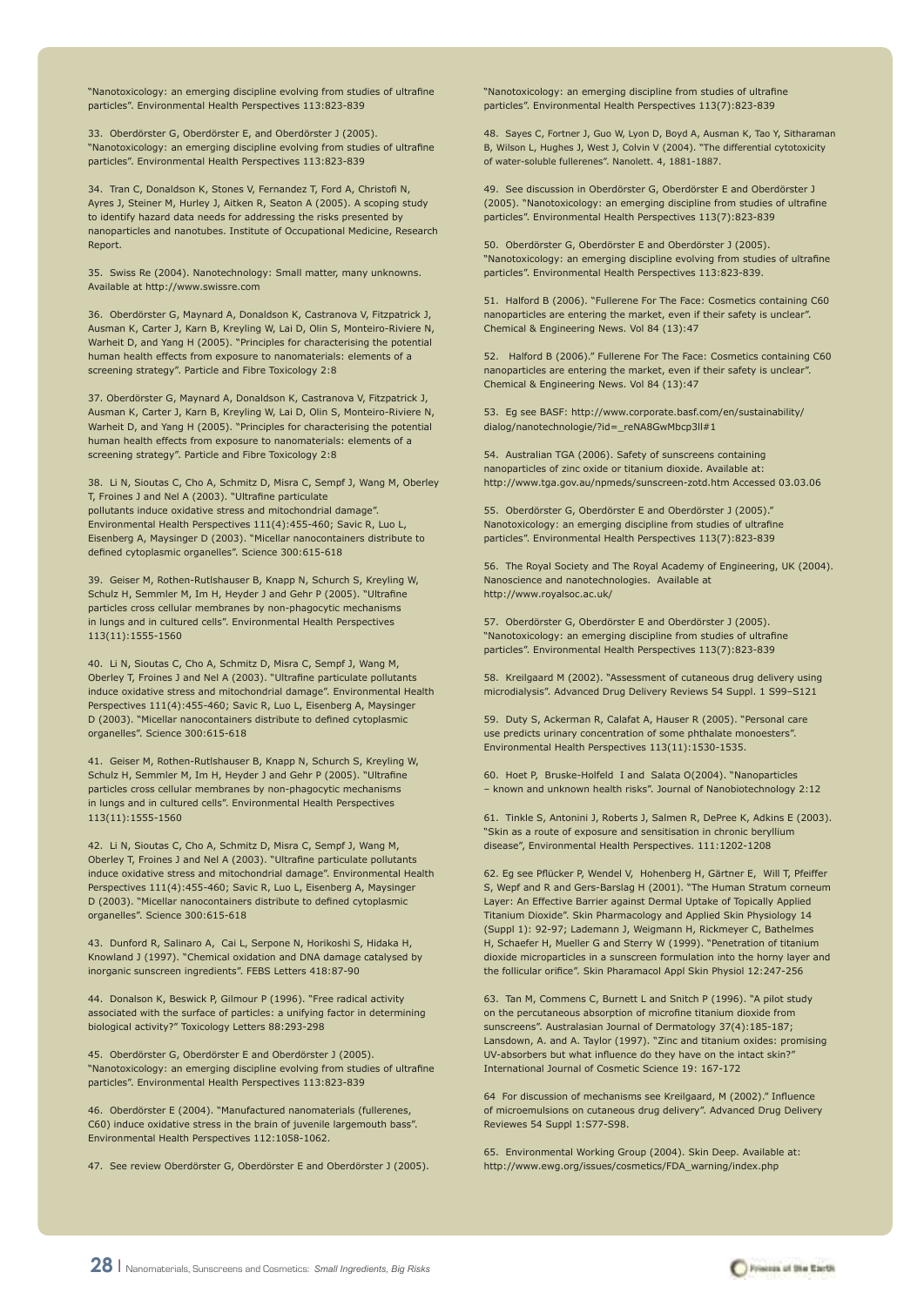"Nanotoxicology: an emerging discipline evolving from studies of ultrafine particles". Environmental Health Perspectives 113:823-839

33. Oberdörster G, Oberdörster E, and Oberdörster J (2005). "Nanotoxicology: an emerging discipline evolving from studies of ultrafine particles". Environmental Health Perspectives 113:823-839

34. Tran C, Donaldson K, Stones V, Fernandez T, Ford A, Christofi N, Ayres J, Steiner M, Hurley J, Aitken R, Seaton A (2005). A scoping study to identify hazard data needs for addressing the risks presented by nanoparticles and nanotubes. Institute of Occupational Medicine, Research Report.

35. Swiss Re (2004). Nanotechnology: Small matter, many unknowns. Available at http://www.swissre.com

36. Oberdörster G, Maynard A, Donaldson K, Castranova V, Fitzpatrick J, Ausman K, Carter J, Karn B, Kreyling W, Lai D, Olin S, Monteiro-Riviere N, Warheit D, and Yang H (2005). "Principles for characterising the potential human health effects from exposure to nanomaterials: elements of a screening strategy". Particle and Fibre Toxicology 2:8

37. Oberdörster G, Maynard A, Donaldson K, Castranova V, Fitzpatrick J, Ausman K, Carter J, Karn B, Kreyling W, Lai D, Olin S, Monteiro-Riviere N, Warheit D, and Yang H (2005). "Principles for characterising the potential human health effects from exposure to nanomaterials: elements of a screening strategy". Particle and Fibre Toxicology 2:8

38. Li N, Sioutas C, Cho A, Schmitz D, Misra C, Sempf J, Wang M, Oberley T, Froines J and Nel A (2003). "Ultrafine particulate pollutants induce oxidative stress and mitochondrial damage". Environmental Health Perspectives 111(4):455-460; Savic R, Luo L, Eisenberg A, Maysinger D (2003). "Micellar nanocontainers distribute to defined cytoplasmic organelles". Science 300:615-618

39. Geiser M, Rothen-Rutlshauser B, Knapp N, Schurch S, Kreyling W, Schulz H, Semmler M, Im H, Heyder J and Gehr P (2005). "Ultrafine particles cross cellular membranes by non-phagocytic mechanisms in lungs and in cultured cells". Environmental Health Perspectives 113(11):1555-1560

40. Li N, Sioutas C, Cho A, Schmitz D, Misra C, Sempf J, Wang M, Oberley T, Froines J and Nel A (2003). "Ultrafine particulate pollutants induce oxidative stress and mitochondrial damage". Environmental Health Perspectives 111(4):455-460; Savic R, Luo L, Eisenberg A, Maysinger D (2003). "Micellar nanocontainers distribute to defined cytoplasmic organelles". Science 300:615-618

41. Geiser M, Rothen-Rutlshauser B, Knapp N, Schurch S, Kreyling W, Schulz H, Semmler M, Im H, Heyder J and Gehr P (2005). "Ultrafine particles cross cellular membranes by non-phagocytic mechanisms in lungs and in cultured cells". Environmental Health Perspectives 113(11):1555-1560

42. Li N, Sioutas C, Cho A, Schmitz D, Misra C, Sempf J, Wang M, Oberley T, Froines J and Nel A (2003). "Ultrafine particulate pollutants induce oxidative stress and mitochondrial damage". Environmental Health Perspectives 111(4):455-460; Savic R, Luo L, Eisenberg A, Maysinger D (2003). "Micellar nanocontainers distribute to defined cytoplasmic organelles". Science 300:615-618

43. Dunford R, Salinaro A, Cai L, Serpone N, Horikoshi S, Hidaka H, Knowland J (1997). "Chemical oxidation and DNA damage catalysed by inorganic sunscreen ingredients". FEBS Letters 418:87-90

44. Donalson K, Beswick P, Gilmour P (1996). "Free radical activity associated with the surface of particles: a unifying factor in determining biological activity?" Toxicology Letters 88:293-298

45. Oberdörster G, Oberdörster E and Oberdörster J (2005). "Nanotoxicology: an emerging discipline evolving from studies of ultrafine particles". Environmental Health Perspectives 113:823-839

46. Oberdörster E (2004). "Manufactured nanomaterials (fullerenes, C60) induce oxidative stress in the brain of juvenile largemouth bass". Environmental Health Perspectives 112:1058-1062.

47. See review Oberdörster G, Oberdörster E and Oberdörster J (2005). "Nanotoxicology: an emerging discipline from studies of ultrafine particles". Environmental Health Perspectives 113(7):823-839

48. Sayes C, Fortner J, Guo W, Lyon D, Boyd A, Ausman K, Tao Y, Sitharaman B, Wilson L, Hughes J, West J, Colvin V (2004). "The differential cytotoxicity of water-soluble fullerenes". Nanolett. 4, 1881-1887.

49. See discussion in Oberdörster G, Oberdörster E and Oberdörster J (2005). "Nanotoxicology: an emerging discipline from studies of ultrafine particles". Environmental Health Perspectives 113(7):823-839

50. Oberdörster G, Oberdörster E and Oberdörster J (2005). "Nanotoxicology: an emerging discipline evolving from studies of ultrafine particles". Environmental Health Perspectives 113:823-839.

51. Halford B (2006). "Fullerene For The Face: Cosmetics containing C60 nanoparticles are entering the market, even if their safety is unclear". Chemical & Engineering News. Vol 84 (13):47

52. Halford B (2006)." Fullerene For The Face: Cosmetics containing C60 nanoparticles are entering the market, even if their safety is unclear". Chemical & Engineering News. Vol 84 (13):47

53. Eg see BASF: http://www.corporate.basf.com/en/sustainability/dialog/nanotechnologie/?id=_reNA8GwMbcp3ll#1

54. Australian TGA (2006). Safety of sunscreens containing nanoparticles of zinc oxide or titanium dioxide. Available at: http://www.tga.gov.au/npmeds/sunscreen-zotd.htm Accessed 03.03.06

55. Oberdörster G, Oberdörster E and Oberdörster J (2005)." Nanotoxicology: an emerging discipline from studies of ultrafine particles". Environmental Health Perspectives 113(7):823-839

56. The Royal Society and The Royal Academy of Engineering, UK (2004). Nanoscience and nanotechnologies. Available at http://www.royalsoc.ac.uk/

57. Oberdörster G, Oberdörster E and Oberdörster J (2005). "Nanotoxicology: an emerging discipline from studies of ultrafine particles". Environmental Health Perspectives 113(7):823-839

58. Kreilgaard M (2002). "Assessment of cutaneous drug delivery using microdialysis". Advanced Drug Delivery Reviews 54 Suppl. 1 S99–S121

59. Duty S, Ackerman R, Calafat A, Hauser R (2005). "Personal care use predicts urinary concentration of some phthalate monoesters". Environmental Health Perspectives 113(11):1530-1535.

60. Hoet P, Bruske-Holfeld I and Salata O(2004). "Nanoparticles – known and unknown health risks". Journal of Nanobiotechnology 2:12

61. Tinkle S, Antonini J, Roberts J, Salmen R, DePree K, Adkins E (2003). "Skin as a route of exposure and sensitisation in chronic beryllium disease", Environmental Health Perspectives. 111:1202-1208

62. Eg see Pflücker P, Wendel V, Hohenberg H, Gärtner E, Will T, Pfeiffer S, Wepf and R and Gers-Barslag H (2001). "The Human Stratum corneum Layer: An Effective Barrier against Dermal Uptake of Topically Applied Titanium Dioxide". Skin Pharmacology and Applied Skin Physiology 14 (Suppl 1): 92-97; Lademann J, Weigmann H, Rickmeyer C, Bathelmes H, Schaefer H, Mueller G and Sterry W (1999). "Penetration of titanium dioxide microparticles in a sunscreen formulation into the horny layer and the follicular orifice". Skin Pharamacol Appl Skin Physiol 12:247-256

63. Tan M, Commens C, Burnett L and Snitch P (1996). "A pilot study on the percutaneous absorption of microfine titanium dioxide from sunscreens". Australasian Journal of Dermatology 37(4):185-187; Lansdown, A. and A. Taylor (1997). "Zinc and titanium oxides: promising UV-absorbers but what influence do they have on the intact skin?" International Journal of Cosmetic Science 19: 167-172

64 For discussion of mechanisms see Kreilgaard, M (2002)." Influence of microemulsions on cutaneous drug delivery". Advanced Drug Delivery Reviews 54 Suppl 1:S77-S98.

65. Environmental Working Group (2004). Skin Deep. Available at: http://www.ewg.org/issues/cosmetics/FDA_warning/index.php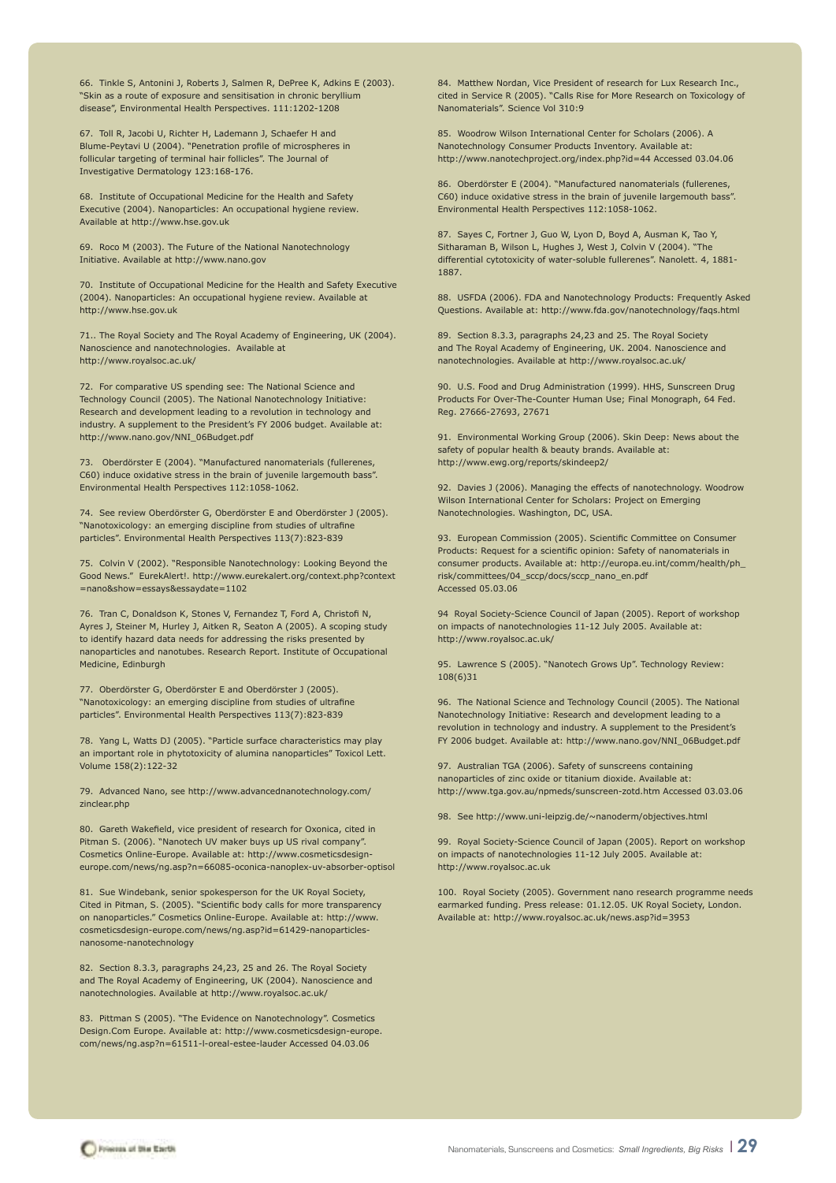66. Tinkle S, Antonini J, Roberts J, Salmen R, DePree K, Adkins E (2003). "Skin as a route of exposure and sensitisation in chronic beryllium disease", Environmental Health Perspectives. 111:1202-1208

67. Toll R, Jacobi U, Richter H, Lademann J, Schaefer H and Blume-Peytavi U (2004). "Penetration profile of microspheres in follicular targeting of terminal hair follicles". The Journal of Investigative Dermatology 123:168-176.

68. Institute of Occupational Medicine for the Health and Safety Executive (2004). Nanoparticles: An occupational hygiene review. Available at http://www.hse.gov.uk

69. Roco M (2003). The Future of the National Nanotechnology Initiative. Available at http://www.nano.gov

70. Institute of Occupational Medicine for the Health and Safety Executive (2004). Nanoparticles: An occupational hygiene review. Available at http://www.hse.gov.uk

71.. The Royal Society and The Royal Academy of Engineering, UK (2004). Nanoscience and nanotechnologies. Available at http://www.royalsoc.ac.uk/

72. For comparative US spending see: The National Science and Technology Council (2005). The National Nanotechnology Initiative: Research and development leading to a revolution in technology and industry. A supplement to the President's FY 2006 budget. Available at: http://www.nano.gov/NNI_06Budget.pdf

73. Oberdörster E (2004). "Manufactured nanomaterials (fullerenes, C60) induce oxidative stress in the brain of juvenile largemouth bass". Environmental Health Perspectives 112:1058-1062.

74. See review Oberdörster G, Oberdörster E and Oberdörster J (2005). "Nanotoxicology: an emerging discipline from studies of ultrafine particles". Environmental Health Perspectives 113(7):823-839

75. Colvin V (2002). "Responsible Nanotechnology: Looking Beyond the Good News." EurekAlert!. http://www.eurekalert.org/context.php?context=nano&show=essays&essaydate=1102

76. Tran C, Donaldson K, Stones V, Fernandez T, Ford A, Christofi N, Ayres J, Steiner M, Hurley J, Aitken R, Seaton A (2005). A scoping study to identify hazard data needs for addressing the risks presented by nanoparticles and nanotubes. Research Report. Institute of Occupational Medicine, Edinburgh

77. Oberdörster G, Oberdörster E and Oberdörster J (2005). "Nanotoxicology: an emerging discipline from studies of ultrafine particles". Environmental Health Perspectives 113(7):823-839

78. Yang L, Watts DJ (2005). "Particle surface characteristics may play an important role in phytotoxicity of alumina nanoparticles" Toxicol Lett. Volume 158(2):122-32

79. Advanced Nano, see http://www.advancednanotechnology.com/zinclear.php

80. Gareth Wakefield, vice president of research for Oxonica, cited in Pitman S. (2006). "Nanotech UV maker buys up US rival company". Cosmetics Online-Europe. Available at: http://www.cosmeticsdesign-europe.com/news/ng.asp?n=66085-oconica-nanoplex-uv-absorber-optisol

81. Sue Windebank, senior spokesperson for the UK Royal Society, Cited in Pitman, S. (2005). "Scientific body calls for more transparency on nanoparticles." Cosmetics Online-Europe. Available at: http://www.cosmeticsdesign-europe.com/news/ng.asp?id=61429-nanoparticles-nanosome-nanotechnology

82. Section 8.3.3, paragraphs 24,23, 25 and 26. The Royal Society and The Royal Academy of Engineering, UK (2004). Nanoscience and nanotechnologies. Available at http://www.royalsoc.ac.uk/

83. Pittman S (2005). "The Evidence on Nanotechnology". Cosmetics Design.Com Europe. Available at: http://www.cosmeticsdesign-europe.com/news/ng.asp?n=61511-l-oreal-estee-lauder Accessed 04.03.06

84. Matthew Nordan, Vice President of research for Lux Research Inc., cited in Service R (2005). "Calls Rise for More Research on Toxicology of Nanomaterials". Science Vol 310:9

85. Woodrow Wilson International Center for Scholars (2006). A Nanotechnology Consumer Products Inventory. Available at: http://www.nanotechproject.org/index.php?id=44 Accessed 03.04.06

86. Oberdörster E (2004). "Manufactured nanomaterials (fullerenes, C60) induce oxidative stress in the brain of juvenile largemouth bass". Environmental Health Perspectives 112:1058-1062.

87. Sayes C, Fortner J, Guo W, Lyon D, Boyd A, Ausman K, Tao Y, Sitharaman B, Wilson L, Hughes J, West J, Colvin V (2004). "The differential cytotoxicity of water-soluble fullerenes". Nanolett. 4, 1881-1887.

88. USFDA (2006). FDA and Nanotechnology Products: Frequently Asked Questions. Available at: http://www.fda.gov/nanotechnology/faqs.html

89. Section 8.3.3, paragraphs 24,23 and 25. The Royal Society and The Royal Academy of Engineering, UK. 2004. Nanoscience and nanotechnologies. Available at http://www.royalsoc.ac.uk/

90. U.S. Food and Drug Administration (1999). HHS, Sunscreen Drug Products For Over-The-Counter Human Use; Final Monograph, 64 Fed. Reg. 27666-27693, 27671

91. Environmental Working Group (2006). Skin Deep: News about the safety of popular health & beauty brands. Available at: http://www.ewg.org/reports/skindeep2/

92. Davies J (2006). Managing the effects of nanotechnology. Woodrow Wilson International Center for Scholars: Project on Emerging Nanotechnologies. Washington, DC, USA.

93. European Commission (2005). Scientific Committee on Consumer Products: Request for a scientific opinion: Safety of nanomaterials in consumer products. Available at: http://europa.eu.int/comm/health/ph_risk/committees/04_sccp/docs/sccp_nano_en.pdf Accessed 05.03.06

94 Royal Society-Science Council of Japan (2005). Report of workshop on impacts of nanotechnologies 11-12 July 2005. Available at: http://www.royalsoc.ac.uk/

95. Lawrence S (2005). "Nanotech Grows Up". Technology Review: 108(6)31

96. The National Science and Technology Council (2005). The National Nanotechnology Initiative: Research and development leading to a revolution in technology and industry. A supplement to the President's FY 2006 budget. Available at: http://www.nano.gov/NNI_06Budget.pdf

97. Australian TGA (2006). Safety of sunscreens containing nanoparticles of zinc oxide or titanium dioxide. Available at: http://www.tga.gov.au/npmeds/sunscreen-zotd.htm Accessed 03.03.06

98. See http://www.uni-leipzig.de/~nanoderm/objectives.html

99. Royal Society-Science Council of Japan (2005). Report on workshop on impacts of nanotechnologies 11-12 July 2005. Available at: http://www.royalsoc.ac.uk

100. Royal Society (2005). Government nano research programme needs earmarked funding. Press release: 01.12.05. UK Royal Society, London. Available at: http://www.royalsoc.ac.uk/news.asp?id=3953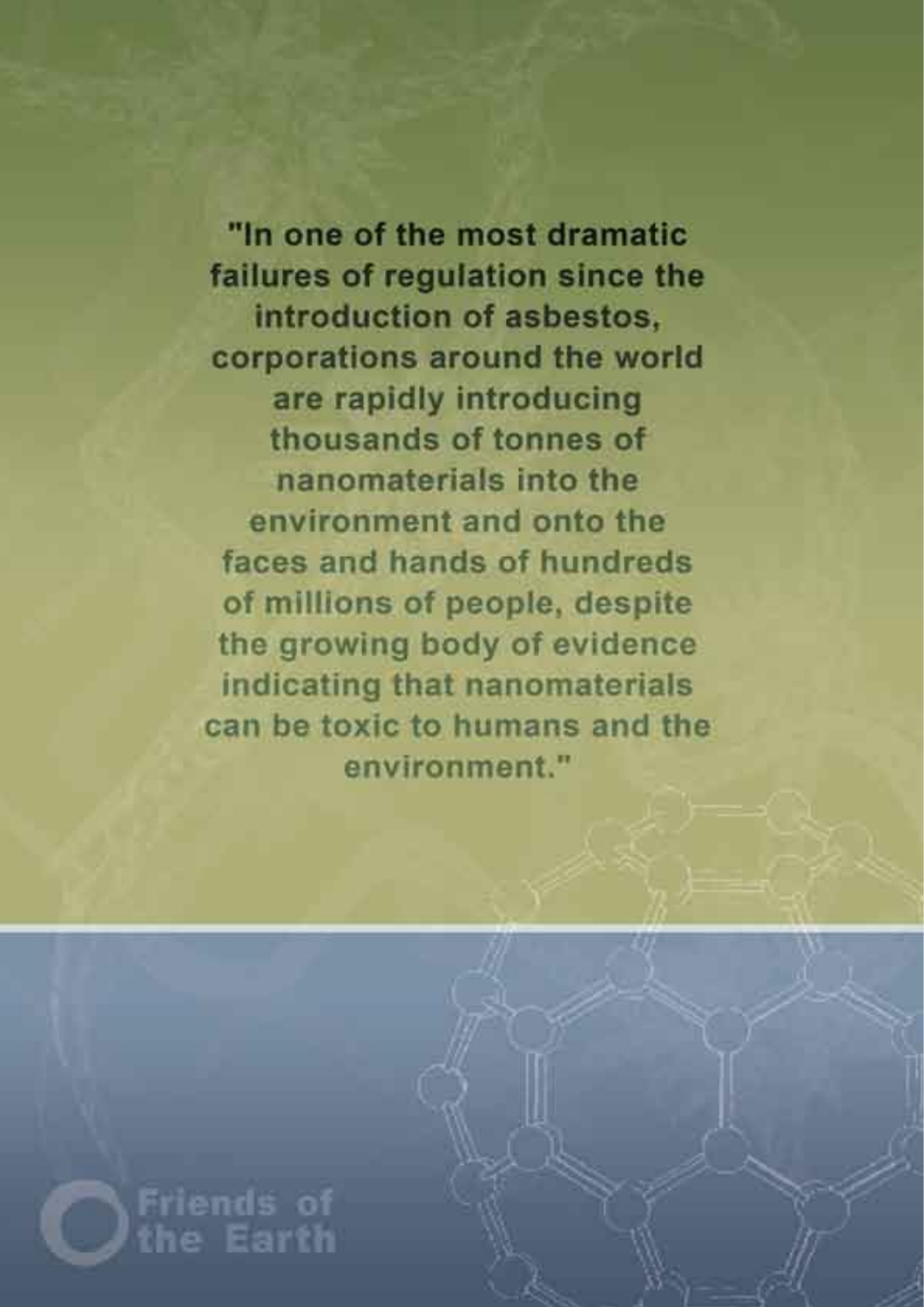"In one of the most dramatic failures of regulation since the introduction of asbestos, corporations around the world are rapidly introducing thousands of tonnes of nanomaterials into the environment and onto the faces and hands of hundreds of millions of people, despite the growing body of evidence indicating that nanomaterials can be toxic to humans and the environment."

Friends of the Earth